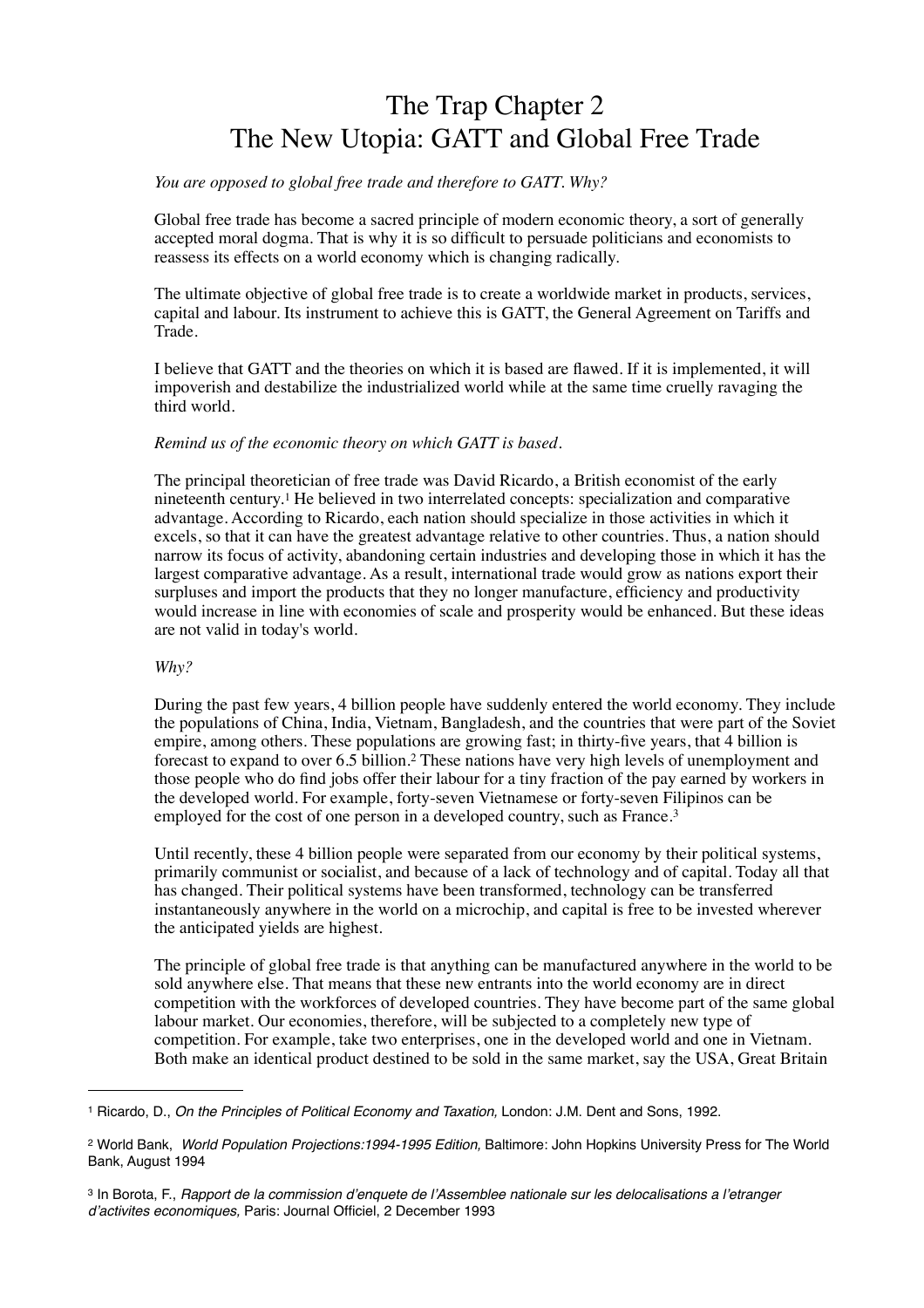# The Trap Chapter 2
# The New Utopia: GATT and Global Free Trade

*You are opposed to global free trade and therefore to GATT. Why?*

Global free trade has become a sacred principle of modern economic theory, a sort of generally accepted moral dogma. That is why it is so difficult to persuade politicians and economists to reassess its effects on a world economy which is changing radically.

The ultimate objective of global free trade is to create a worldwide market in products, services, capital and labour. Its instrument to achieve this is GATT, the General Agreement on Tariffs and Trade.

I believe that GATT and the theories on which it is based are flawed. If it is implemented, it will impoverish and destabilize the industrialized world while at the same time cruelly ravaging the third world.

*Remind us of the economic theory on which GATT is based.*

The principal theoretician of free trade was David Ricardo, a British economist of the early nineteenth century.[1] He believed in two interrelated concepts: specialization and comparative advantage. According to Ricardo, each nation should specialize in those activities in which it excels, so that it can have the greatest advantage relative to other countries. Thus, a nation should narrow its focus of activity, abandoning certain industries and developing those in which it has the largest comparative advantage. As a result, international trade would grow as nations export their surpluses and import the products that they no longer manufacture, efficiency and productivity would increase in line with economies of scale and prosperity would be enhanced. But these ideas are not valid in today's world.

*Why?*

During the past few years, 4 billion people have suddenly entered the world economy. They include the populations of China, India, Vietnam, Bangladesh, and the countries that were part of the Soviet empire, among others. These populations are growing fast; in thirty-five years, that 4 billion is forecast to expand to over 6.5 billion.[2] These nations have very high levels of unemployment and those people who do find jobs offer their labour for a tiny fraction of the pay earned by workers in the developed world. For example, forty-seven Vietnamese or forty-seven Filipinos can be employed for the cost of one person in a developed country, such as France.[3]

Until recently, these 4 billion people were separated from our economy by their political systems, primarily communist or socialist, and because of a lack of technology and of capital. Today all that has changed. Their political systems have been transformed, technology can be transferred instantaneously anywhere in the world on a microchip, and capital is free to be invested wherever the anticipated yields are highest.

The principle of global free trade is that anything can be manufactured anywhere in the world to be sold anywhere else. That means that these new entrants into the world economy are in direct competition with the workforces of developed countries. They have become part of the same global labour market. Our economies, therefore, will be subjected to a completely new type of competition. For example, take two enterprises, one in the developed world and one in Vietnam. Both make an identical product destined to be sold in the same market, say the USA, Great Britain

---

[1] Ricardo, D., *On the Principles of Political Economy and Taxation,* London: J.M. Dent and Sons, 1992.

[2] World Bank, *World Population Projections:1994-1995 Edition,* Baltimore: John Hopkins University Press for The World Bank, August 1994

[3] In Borota, F., *Rapport de la commission d'enquete de l'Assemblee nationale sur les delocalisations a l'etranger d'activites economiques,* Paris: Journal Officiel, 2 December 1993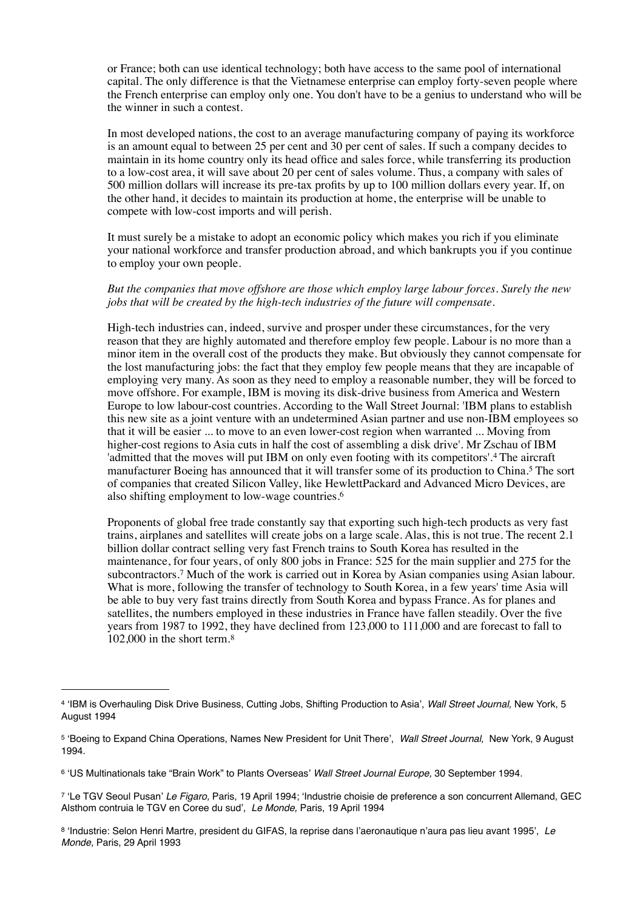or France; both can use identical technology; both have access to the same pool of international capital. The only difference is that the Vietnamese enterprise can employ forty-seven people where the French enterprise can employ only one. You don't have to be a genius to understand who will be the winner in such a contest.

In most developed nations, the cost to an average manufacturing company of paying its workforce is an amount equal to between 25 per cent and 30 per cent of sales. If such a company decides to maintain in its home country only its head office and sales force, while transferring its production to a low-cost area, it will save about 20 per cent of sales volume. Thus, a company with sales of 500 million dollars will increase its pre-tax profits by up to 100 million dollars every year. If, on the other hand, it decides to maintain its production at home, the enterprise will be unable to compete with low-cost imports and will perish.

It must surely be a mistake to adopt an economic policy which makes you rich if you eliminate your national workforce and transfer production abroad, and which bankrupts you if you continue to employ your own people.

*But the companies that move offshore are those which employ large labour forces. Surely the new jobs that will be created by the high-tech industries of the future will compensate.*

High-tech industries can, indeed, survive and prosper under these circumstances, for the very reason that they are highly automated and therefore employ few people. Labour is no more than a minor item in the overall cost of the products they make. But obviously they cannot compensate for the lost manufacturing jobs: the fact that they employ few people means that they are incapable of employing very many. As soon as they need to employ a reasonable number, they will be forced to move offshore. For example, IBM is moving its disk-drive business from America and Western Europe to low labour-cost countries. According to the Wall Street Journal: 'IBM plans to establish this new site as a joint venture with an undetermined Asian partner and use non-IBM employees so that it will be easier ... to move to an even lower-cost region when warranted ... Moving from higher-cost regions to Asia cuts in half the cost of assembling a disk drive'. Mr Zschau of IBM 'admitted that the moves will put IBM on only even footing with its competitors'.[4] The aircraft manufacturer Boeing has announced that it will transfer some of its production to China.[5] The sort of companies that created Silicon Valley, like HewlettPackard and Advanced Micro Devices, are also shifting employment to low-wage countries.[6]

Proponents of global free trade constantly say that exporting such high-tech products as very fast trains, airplanes and satellites will create jobs on a large scale. Alas, this is not true. The recent 2.1 billion dollar contract selling very fast French trains to South Korea has resulted in the maintenance, for four years, of only 800 jobs in France: 525 for the main supplier and 275 for the subcontractors.[7] Much of the work is carried out in Korea by Asian companies using Asian labour. What is more, following the transfer of technology to South Korea, in a few years' time Asia will be able to buy very fast trains directly from South Korea and bypass France. As for planes and satellites, the numbers employed in these industries in France have fallen steadily. Over the five years from 1987 to 1992, they have declined from 123,000 to 111,000 and are forecast to fall to 102,000 in the short term.[8]

---

[4] 'IBM is Overhauling Disk Drive Business, Cutting Jobs, Shifting Production to Asia', *Wall Street Journal,* New York, 5 August 1994

[5] 'Boeing to Expand China Operations, Names New President for Unit There', *Wall Street Journal,* New York, 9 August 1994.

[6] 'US Multinationals take "Brain Work" to Plants Overseas' *Wall Street Journal Europe,* 30 September 1994.

[7] 'Le TGV Seoul Pusan' *Le Figaro,* Paris, 19 April 1994; 'Industrie choisie de preference a son concurrent Allemand, GEC Alsthom contruia le TGV en Coree du sud', *Le Monde,* Paris, 19 April 1994

[8] 'Industrie: Selon Henri Martre, president du GIFAS, la reprise dans l'aeronautique n'aura pas lieu avant 1995', *Le Monde,* Paris, 29 April 1993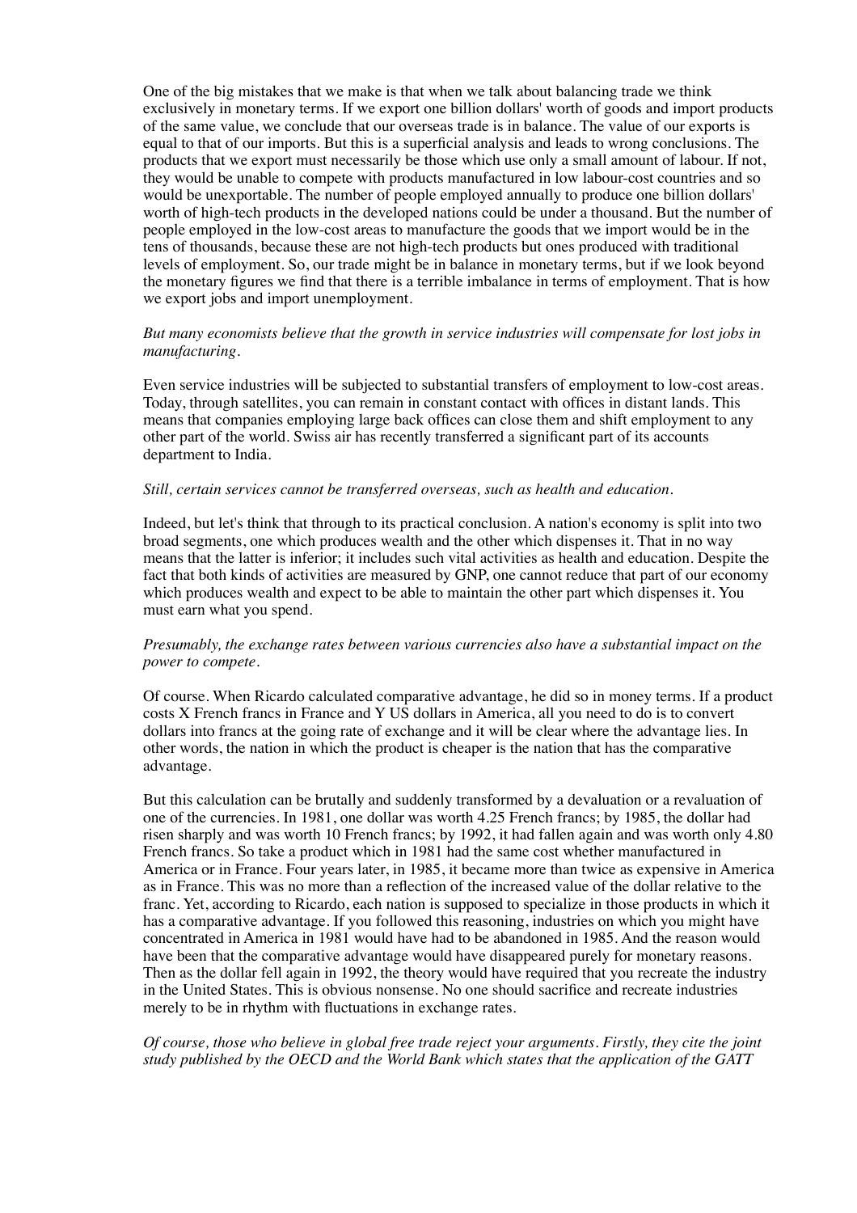One of the big mistakes that we make is that when we talk about balancing trade we think exclusively in monetary terms. If we export one billion dollars' worth of goods and import products of the same value, we conclude that our overseas trade is in balance. The value of our exports is equal to that of our imports. But this is a superficial analysis and leads to wrong conclusions. The products that we export must necessarily be those which use only a small amount of labour. If not, they would be unable to compete with products manufactured in low labour-cost countries and so would be unexportable. The number of people employed annually to produce one billion dollars' worth of high-tech products in the developed nations could be under a thousand. But the number of people employed in the low-cost areas to manufacture the goods that we import would be in the tens of thousands, because these are not high-tech products but ones produced with traditional levels of employment. So, our trade might be in balance in monetary terms, but if we look beyond the monetary figures we find that there is a terrible imbalance in terms of employment. That is how we export jobs and import unemployment.

*But many economists believe that the growth in service industries will compensate for lost jobs in manufacturing.*

Even service industries will be subjected to substantial transfers of employment to low-cost areas. Today, through satellites, you can remain in constant contact with offices in distant lands. This means that companies employing large back offices can close them and shift employment to any other part of the world. Swiss air has recently transferred a significant part of its accounts department to India.

*Still, certain services cannot be transferred overseas, such as health and education.*

Indeed, but let's think that through to its practical conclusion. A nation's economy is split into two broad segments, one which produces wealth and the other which dispenses it. That in no way means that the latter is inferior; it includes such vital activities as health and education. Despite the fact that both kinds of activities are measured by GNP, one cannot reduce that part of our economy which produces wealth and expect to be able to maintain the other part which dispenses it. You must earn what you spend.

*Presumably, the exchange rates between various currencies also have a substantial impact on the power to compete.*

Of course. When Ricardo calculated comparative advantage, he did so in money terms. If a product costs X French francs in France and Y US dollars in America, all you need to do is to convert dollars into francs at the going rate of exchange and it will be clear where the advantage lies. In other words, the nation in which the product is cheaper is the nation that has the comparative advantage.

But this calculation can be brutally and suddenly transformed by a devaluation or a revaluation of one of the currencies. In 1981, one dollar was worth 4.25 French francs; by 1985, the dollar had risen sharply and was worth 10 French francs; by 1992, it had fallen again and was worth only 4.80 French francs. So take a product which in 1981 had the same cost whether manufactured in America or in France. Four years later, in 1985, it became more than twice as expensive in America as in France. This was no more than a reflection of the increased value of the dollar relative to the franc. Yet, according to Ricardo, each nation is supposed to specialize in those products in which it has a comparative advantage. If you followed this reasoning, industries on which you might have concentrated in America in 1981 would have had to be abandoned in 1985. And the reason would have been that the comparative advantage would have disappeared purely for monetary reasons. Then as the dollar fell again in 1992, the theory would have required that you recreate the industry in the United States. This is obvious nonsense. No one should sacrifice and recreate industries merely to be in rhythm with fluctuations in exchange rates.

*Of course, those who believe in global free trade reject your arguments. Firstly, they cite the joint study published by the OECD and the World Bank which states that the application of the GATT*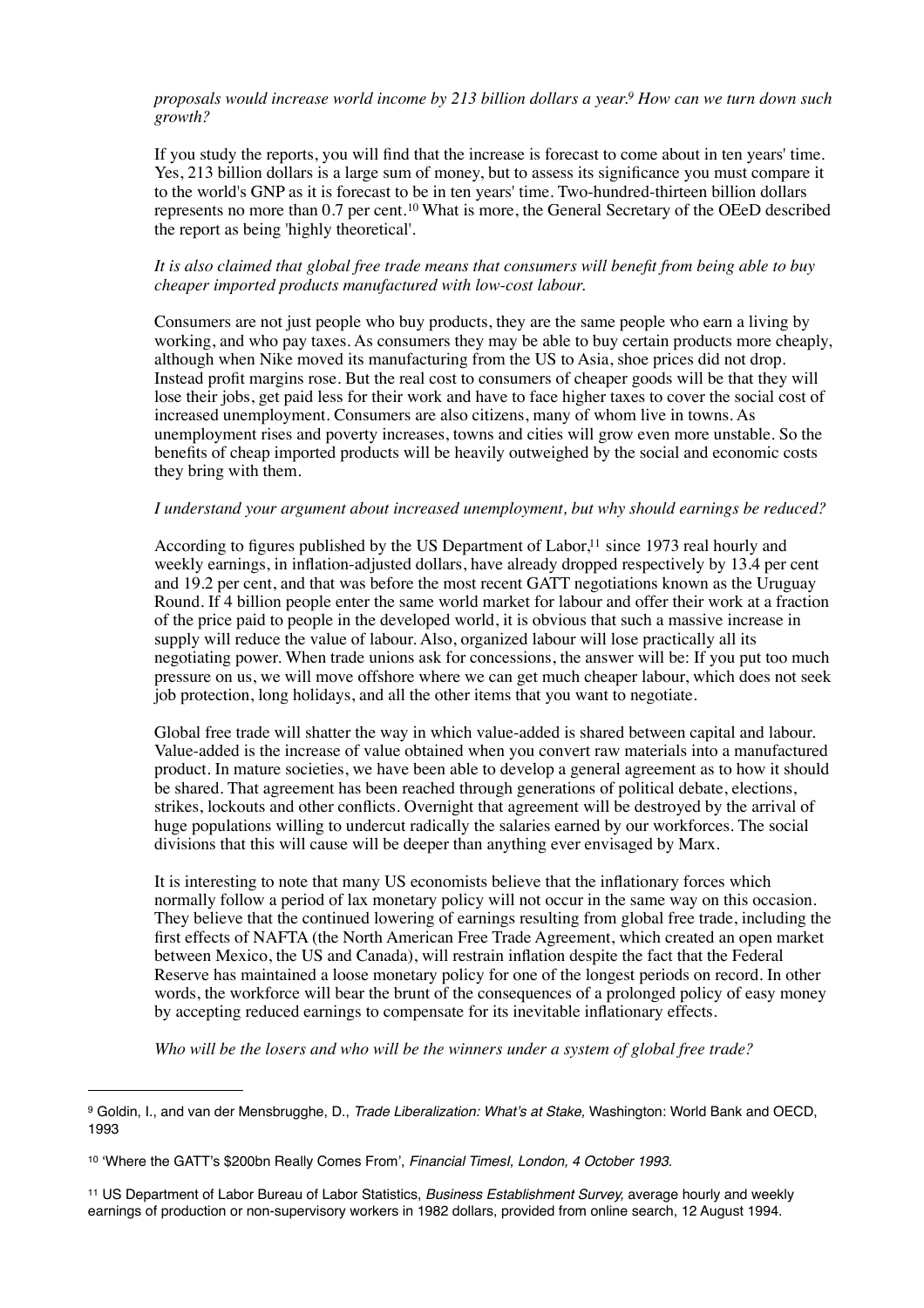*proposals would increase world income by 213 billion dollars a year.*[9] *How can we turn down such growth?*

If you study the reports, you will find that the increase is forecast to come about in ten years' time. Yes, 213 billion dollars is a large sum of money, but to assess its significance you must compare it to the world's GNP as it is forecast to be in ten years' time. Two-hundred-thirteen billion dollars represents no more than 0.7 per cent.[10] What is more, the General Secretary of the OEeD described the report as being 'highly theoretical'.

*It is also claimed that global free trade means that consumers will benefit from being able to buy cheaper imported products manufactured with low-cost labour.*

Consumers are not just people who buy products, they are the same people who earn a living by working, and who pay taxes. As consumers they may be able to buy certain products more cheaply, although when Nike moved its manufacturing from the US to Asia, shoe prices did not drop. Instead profit margins rose. But the real cost to consumers of cheaper goods will be that they will lose their jobs, get paid less for their work and have to face higher taxes to cover the social cost of increased unemployment. Consumers are also citizens, many of whom live in towns. As unemployment rises and poverty increases, towns and cities will grow even more unstable. So the benefits of cheap imported products will be heavily outweighed by the social and economic costs they bring with them.

*I understand your argument about increased unemployment, but why should earnings be reduced?*

According to figures published by the US Department of Labor,[11] since 1973 real hourly and weekly earnings, in inflation-adjusted dollars, have already dropped respectively by 13.4 per cent and 19.2 per cent, and that was before the most recent GATT negotiations known as the Uruguay Round. If 4 billion people enter the same world market for labour and offer their work at a fraction of the price paid to people in the developed world, it is obvious that such a massive increase in supply will reduce the value of labour. Also, organized labour will lose practically all its negotiating power. When trade unions ask for concessions, the answer will be: If you put too much pressure on us, we will move offshore where we can get much cheaper labour, which does not seek job protection, long holidays, and all the other items that you want to negotiate.

Global free trade will shatter the way in which value-added is shared between capital and labour. Value-added is the increase of value obtained when you convert raw materials into a manufactured product. In mature societies, we have been able to develop a general agreement as to how it should be shared. That agreement has been reached through generations of political debate, elections, strikes, lockouts and other conflicts. Overnight that agreement will be destroyed by the arrival of huge populations willing to undercut radically the salaries earned by our workforces. The social divisions that this will cause will be deeper than anything ever envisaged by Marx.

It is interesting to note that many US economists believe that the inflationary forces which normally follow a period of lax monetary policy will not occur in the same way on this occasion. They believe that the continued lowering of earnings resulting from global free trade, including the first effects of NAFTA (the North American Free Trade Agreement, which created an open market between Mexico, the US and Canada), will restrain inflation despite the fact that the Federal Reserve has maintained a loose monetary policy for one of the longest periods on record. In other words, the workforce will bear the brunt of the consequences of a prolonged policy of easy money by accepting reduced earnings to compensate for its inevitable inflationary effects.

*Who will be the losers and who will be the winners under a system of global free trade?*

---

[9] Goldin, I., and van der Mensbrugghe, D., *Trade Liberalization: What's at Stake,* Washington: World Bank and OECD, 1993

[10] 'Where the GATT's $200bn Really Comes From', *Financial TimesI, London, 4 October 1993.*

[11] US Department of Labor Bureau of Labor Statistics, *Business Establishment Survey,* average hourly and weekly earnings of production or non-supervisory workers in 1982 dollars, provided from online search, 12 August 1994.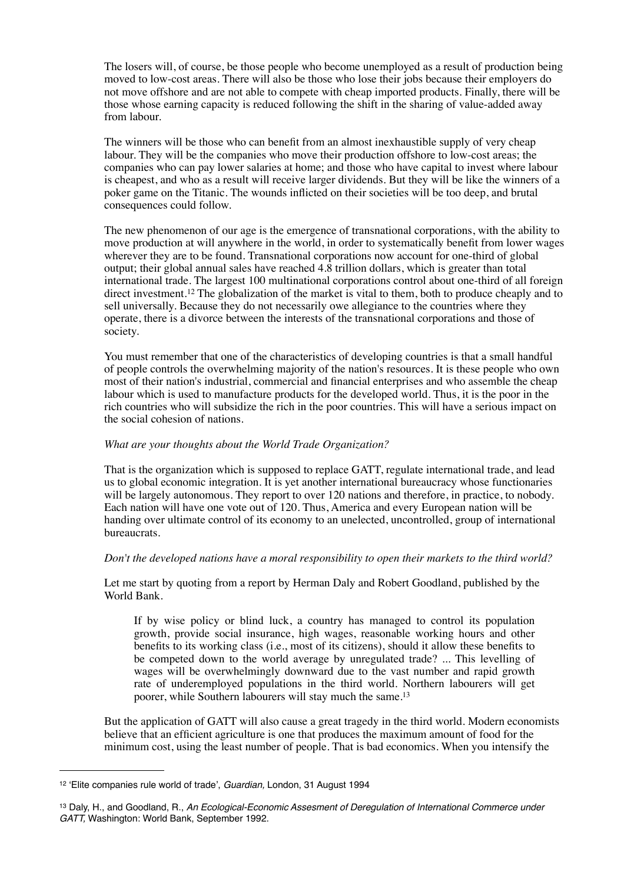The losers will, of course, be those people who become unemployed as a result of production being moved to low-cost areas. There will also be those who lose their jobs because their employers do not move offshore and are not able to compete with cheap imported products. Finally, there will be those whose earning capacity is reduced following the shift in the sharing of value-added away from labour.

The winners will be those who can benefit from an almost inexhaustible supply of very cheap labour. They will be the companies who move their production offshore to low-cost areas; the companies who can pay lower salaries at home; and those who have capital to invest where labour is cheapest, and who as a result will receive larger dividends. But they will be like the winners of a poker game on the Titanic. The wounds inflicted on their societies will be too deep, and brutal consequences could follow.

The new phenomenon of our age is the emergence of transnational corporations, with the ability to move production at will anywhere in the world, in order to systematically benefit from lower wages wherever they are to be found. Transnational corporations now account for one-third of global output; their global annual sales have reached 4.8 trillion dollars, which is greater than total international trade. The largest 100 multinational corporations control about one-third of all foreign direct investment.[12] The globalization of the market is vital to them, both to produce cheaply and to sell universally. Because they do not necessarily owe allegiance to the countries where they operate, there is a divorce between the interests of the transnational corporations and those of society.

You must remember that one of the characteristics of developing countries is that a small handful of people controls the overwhelming majority of the nation's resources. It is these people who own most of their nation's industrial, commercial and financial enterprises and who assemble the cheap labour which is used to manufacture products for the developed world. Thus, it is the poor in the rich countries who will subsidize the rich in the poor countries. This will have a serious impact on the social cohesion of nations.

*What are your thoughts about the World Trade Organization?*

That is the organization which is supposed to replace GATT, regulate international trade, and lead us to global economic integration. It is yet another international bureaucracy whose functionaries will be largely autonomous. They report to over 120 nations and therefore, in practice, to nobody. Each nation will have one vote out of 120. Thus, America and every European nation will be handing over ultimate control of its economy to an unelected, uncontrolled, group of international bureaucrats.

*Don't the developed nations have a moral responsibility to open their markets to the third world?*

Let me start by quoting from a report by Herman Daly and Robert Goodland, published by the World Bank.

> If by wise policy or blind luck, a country has managed to control its population growth, provide social insurance, high wages, reasonable working hours and other benefits to its working class (i.e., most of its citizens), should it allow these benefits to be competed down to the world average by unregulated trade? ... This levelling of wages will be overwhelmingly downward due to the vast number and rapid growth rate of underemployed populations in the third world. Northern labourers will get poorer, while Southern labourers will stay much the same.[13]

But the application of GATT will also cause a great tragedy in the third world. Modern economists believe that an efficient agriculture is one that produces the maximum amount of food for the minimum cost, using the least number of people. That is bad economics. When you intensify the

---

[12] 'Elite companies rule world of trade', *Guardian,* London, 31 August 1994

[13] Daly, H., and Goodland, R., *An Ecological-Economic Assesment of Deregulation of International Commerce under GATT,* Washington: World Bank, September 1992.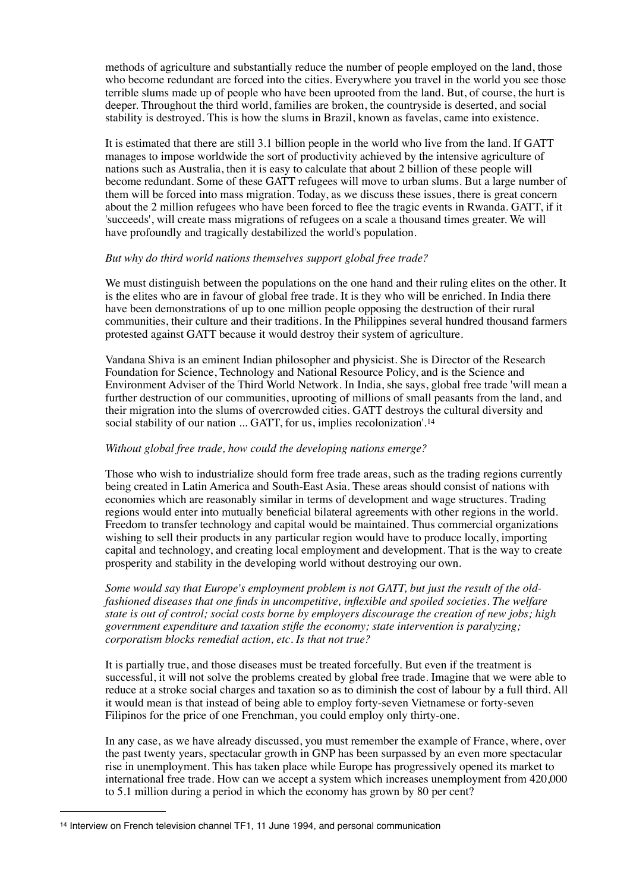methods of agriculture and substantially reduce the number of people employed on the land, those who become redundant are forced into the cities. Everywhere you travel in the world you see those terrible slums made up of people who have been uprooted from the land. But, of course, the hurt is deeper. Throughout the third world, families are broken, the countryside is deserted, and social stability is destroyed. This is how the slums in Brazil, known as favelas, came into existence.

It is estimated that there are still 3.1 billion people in the world who live from the land. If GATT manages to impose worldwide the sort of productivity achieved by the intensive agriculture of nations such as Australia, then it is easy to calculate that about 2 billion of these people will become redundant. Some of these GATT refugees will move to urban slums. But a large number of them will be forced into mass migration. Today, as we discuss these issues, there is great concern about the 2 million refugees who have been forced to flee the tragic events in Rwanda. GATT, if it 'succeeds', will create mass migrations of refugees on a scale a thousand times greater. We will have profoundly and tragically destabilized the world's population.

*But why do third world nations themselves support global free trade?*

We must distinguish between the populations on the one hand and their ruling elites on the other. It is the elites who are in favour of global free trade. It is they who will be enriched. In India there have been demonstrations of up to one million people opposing the destruction of their rural communities, their culture and their traditions. In the Philippines several hundred thousand farmers protested against GATT because it would destroy their system of agriculture.

Vandana Shiva is an eminent Indian philosopher and physicist. She is Director of the Research Foundation for Science, Technology and National Resource Policy, and is the Science and Environment Adviser of the Third World Network. In India, she says, global free trade 'will mean a further destruction of our communities, uprooting of millions of small peasants from the land, and their migration into the slums of overcrowded cities. GATT destroys the cultural diversity and social stability of our nation ... GATT, for us, implies recolonization'.[14]

*Without global free trade, how could the developing nations emerge?*

Those who wish to industrialize should form free trade areas, such as the trading regions currently being created in Latin America and South-East Asia. These areas should consist of nations with economies which are reasonably similar in terms of development and wage structures. Trading regions would enter into mutually beneficial bilateral agreements with other regions in the world. Freedom to transfer technology and capital would be maintained. Thus commercial organizations wishing to sell their products in any particular region would have to produce locally, importing capital and technology, and creating local employment and development. That is the way to create prosperity and stability in the developing world without destroying our own.

*Some would say that Europe's employment problem is not GATT, but just the result of the old-fashioned diseases that one finds in uncompetitive, inflexible and spoiled societies. The welfare state is out of control; social costs borne by employers discourage the creation of new jobs; high government expenditure and taxation stifle the economy; state intervention is paralyzing; corporatism blocks remedial action, etc. Is that not true?*

It is partially true, and those diseases must be treated forcefully. But even if the treatment is successful, it will not solve the problems created by global free trade. Imagine that we were able to reduce at a stroke social charges and taxation so as to diminish the cost of labour by a full third. All it would mean is that instead of being able to employ forty-seven Vietnamese or forty-seven Filipinos for the price of one Frenchman, you could employ only thirty-one.

In any case, as we have already discussed, you must remember the example of France, where, over the past twenty years, spectacular growth in GNP has been surpassed by an even more spectacular rise in unemployment. This has taken place while Europe has progressively opened its market to international free trade. How can we accept a system which increases unemployment from 420,000 to 5.1 million during a period in which the economy has grown by 80 per cent?

---

[14] Interview on French television channel TF1, 11 June 1994, and personal communication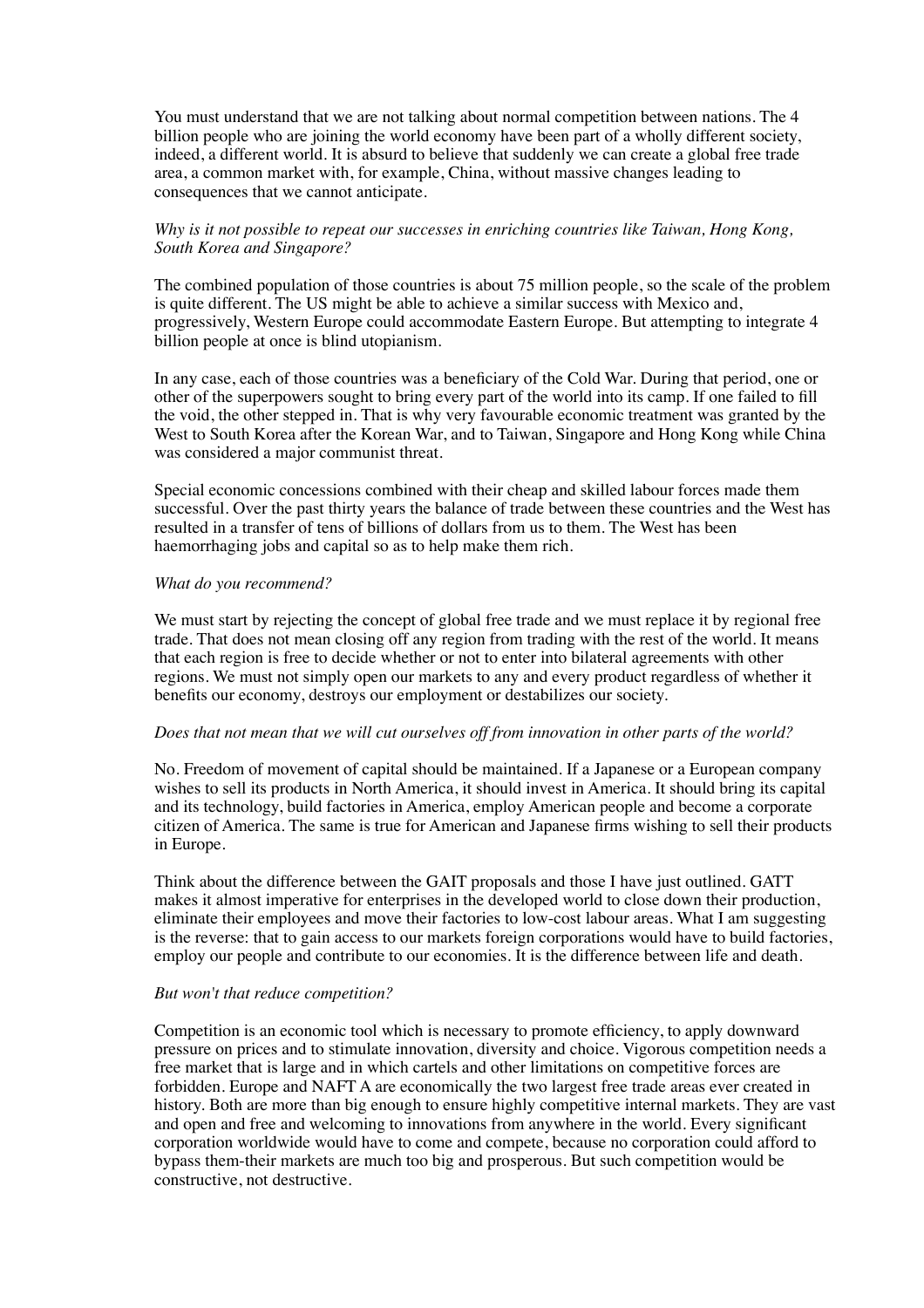You must understand that we are not talking about normal competition between nations. The 4 billion people who are joining the world economy have been part of a wholly different society, indeed, a different world. It is absurd to believe that suddenly we can create a global free trade area, a common market with, for example, China, without massive changes leading to consequences that we cannot anticipate.

*Why is it not possible to repeat our successes in enriching countries like Taiwan, Hong Kong, South Korea and Singapore?*

The combined population of those countries is about 75 million people, so the scale of the problem is quite different. The US might be able to achieve a similar success with Mexico and, progressively, Western Europe could accommodate Eastern Europe. But attempting to integrate 4 billion people at once is blind utopianism.

In any case, each of those countries was a beneficiary of the Cold War. During that period, one or other of the superpowers sought to bring every part of the world into its camp. If one failed to fill the void, the other stepped in. That is why very favourable economic treatment was granted by the West to South Korea after the Korean War, and to Taiwan, Singapore and Hong Kong while China was considered a major communist threat.

Special economic concessions combined with their cheap and skilled labour forces made them successful. Over the past thirty years the balance of trade between these countries and the West has resulted in a transfer of tens of billions of dollars from us to them. The West has been haemorrhaging jobs and capital so as to help make them rich.

*What do you recommend?*

We must start by rejecting the concept of global free trade and we must replace it by regional free trade. That does not mean closing off any region from trading with the rest of the world. It means that each region is free to decide whether or not to enter into bilateral agreements with other regions. We must not simply open our markets to any and every product regardless of whether it benefits our economy, destroys our employment or destabilizes our society.

*Does that not mean that we will cut ourselves off from innovation in other parts of the world?*

No. Freedom of movement of capital should be maintained. If a Japanese or a European company wishes to sell its products in North America, it should invest in America. It should bring its capital and its technology, build factories in America, employ American people and become a corporate citizen of America. The same is true for American and Japanese firms wishing to sell their products in Europe.

Think about the difference between the GAIT proposals and those I have just outlined. GATT makes it almost imperative for enterprises in the developed world to close down their production, eliminate their employees and move their factories to low-cost labour areas. What I am suggesting is the reverse: that to gain access to our markets foreign corporations would have to build factories, employ our people and contribute to our economies. It is the difference between life and death.

*But won't that reduce competition?*

Competition is an economic tool which is necessary to promote efficiency, to apply downward pressure on prices and to stimulate innovation, diversity and choice. Vigorous competition needs a free market that is large and in which cartels and other limitations on competitive forces are forbidden. Europe and NAFT A are economically the two largest free trade areas ever created in history. Both are more than big enough to ensure highly competitive internal markets. They are vast and open and free and welcoming to innovations from anywhere in the world. Every significant corporation worldwide would have to come and compete, because no corporation could afford to bypass them-their markets are much too big and prosperous. But such competition would be constructive, not destructive.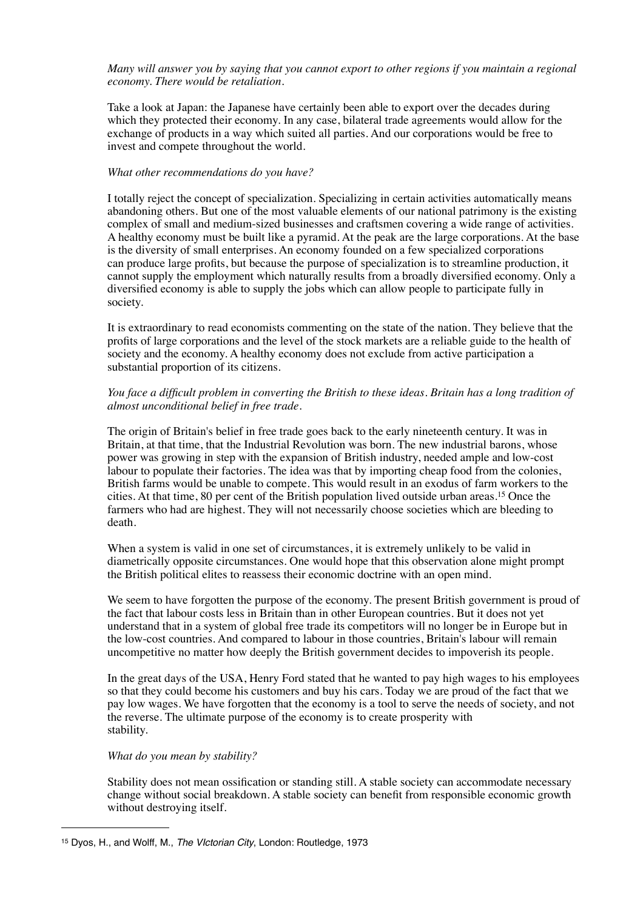*Many will answer you by saying that you cannot export to other regions if you maintain a regional economy. There would be retaliation.*

Take a look at Japan: the Japanese have certainly been able to export over the decades during which they protected their economy. In any case, bilateral trade agreements would allow for the exchange of products in a way which suited all parties. And our corporations would be free to invest and compete throughout the world.

*What other recommendations do you have?*

I totally reject the concept of specialization. Specializing in certain activities automatically means abandoning others. But one of the most valuable elements of our national patrimony is the existing complex of small and medium-sized businesses and craftsmen covering a wide range of activities. A healthy economy must be built like a pyramid. At the peak are the large corporations. At the base is the diversity of small enterprises. An economy founded on a few specialized corporations can produce large profits, but because the purpose of specialization is to streamline production, it cannot supply the employment which naturally results from a broadly diversified economy. Only a diversified economy is able to supply the jobs which can allow people to participate fully in society.

It is extraordinary to read economists commenting on the state of the nation. They believe that the profits of large corporations and the level of the stock markets are a reliable guide to the health of society and the economy. A healthy economy does not exclude from active participation a substantial proportion of its citizens.

*You face a difficult problem in converting the British to these ideas. Britain has a long tradition of almost unconditional belief in free trade.*

The origin of Britain's belief in free trade goes back to the early nineteenth century. It was in Britain, at that time, that the Industrial Revolution was born. The new industrial barons, whose power was growing in step with the expansion of British industry, needed ample and low-cost labour to populate their factories. The idea was that by importing cheap food from the colonies, British farms would be unable to compete. This would result in an exodus of farm workers to the cities. At that time, 80 per cent of the British population lived outside urban areas.[15] Once the farmers who had are highest. They will not necessarily choose societies which are bleeding to death.

When a system is valid in one set of circumstances, it is extremely unlikely to be valid in diametrically opposite circumstances. One would hope that this observation alone might prompt the British political elites to reassess their economic doctrine with an open mind.

We seem to have forgotten the purpose of the economy. The present British government is proud of the fact that labour costs less in Britain than in other European countries. But it does not yet understand that in a system of global free trade its competitors will no longer be in Europe but in the low-cost countries. And compared to labour in those countries, Britain's labour will remain uncompetitive no matter how deeply the British government decides to impoverish its people.

In the great days of the USA, Henry Ford stated that he wanted to pay high wages to his employees so that they could become his customers and buy his cars. Today we are proud of the fact that we pay low wages. We have forgotten that the economy is a tool to serve the needs of society, and not the reverse. The ultimate purpose of the economy is to create prosperity with stability.

*What do you mean by stability?*

Stability does not mean ossification or standing still. A stable society can accommodate necessary change without social breakdown. A stable society can benefit from responsible economic growth without destroying itself.

---

[15] Dyos, H., and Wolff, M., *The VIctorian City*, London: Routledge, 1973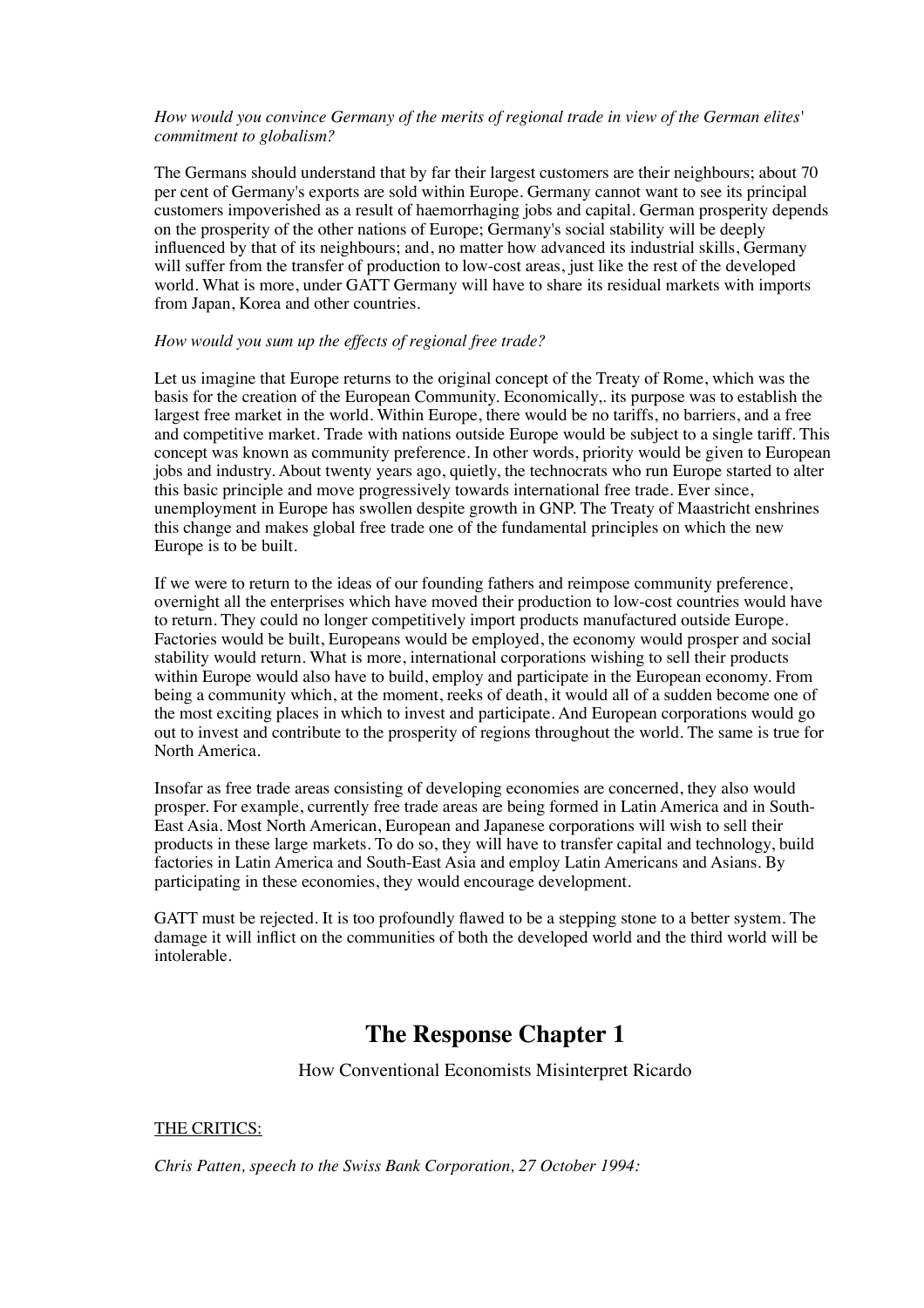*How would you convince Germany of the merits of regional trade in view of the German elites' commitment to globalism?*

The Germans should understand that by far their largest customers are their neighbours; about 70 per cent of Germany's exports are sold within Europe. Germany cannot want to see its principal customers impoverished as a result of haemorrhaging jobs and capital. German prosperity depends on the prosperity of the other nations of Europe; Germany's social stability will be deeply influenced by that of its neighbours; and, no matter how advanced its industrial skills, Germany will suffer from the transfer of production to low-cost areas, just like the rest of the developed world. What is more, under GATT Germany will have to share its residual markets with imports from Japan, Korea and other countries.

*How would you sum up the effects of regional free trade?*

Let us imagine that Europe returns to the original concept of the Treaty of Rome, which was the basis for the creation of the European Community. Economically,. its purpose was to establish the largest free market in the world. Within Europe, there would be no tariffs, no barriers, and a free and competitive market. Trade with nations outside Europe would be subject to a single tariff. This concept was known as community preference. In other words, priority would be given to European jobs and industry. About twenty years ago, quietly, the technocrats who run Europe started to alter this basic principle and move progressively towards international free trade. Ever since, unemployment in Europe has swollen despite growth in GNP. The Treaty of Maastricht enshrines this change and makes global free trade one of the fundamental principles on which the new Europe is to be built.

If we were to return to the ideas of our founding fathers and reimpose community preference, overnight all the enterprises which have moved their production to low-cost countries would have to return. They could no longer competitively import products manufactured outside Europe. Factories would be built, Europeans would be employed, the economy would prosper and social stability would return. What is more, international corporations wishing to sell their products within Europe would also have to build, employ and participate in the European economy. From being a community which, at the moment, reeks of death, it would all of a sudden become one of the most exciting places in which to invest and participate. And European corporations would go out to invest and contribute to the prosperity of regions throughout the world. The same is true for North America.

Insofar as free trade areas consisting of developing economies are concerned, they also would prosper. For example, currently free trade areas are being formed in Latin America and in South-East Asia. Most North American, European and Japanese corporations will wish to sell their products in these large markets. To do so, they will have to transfer capital and technology, build factories in Latin America and South-East Asia and employ Latin Americans and Asians. By participating in these economies, they would encourage development.

GATT must be rejected. It is too profoundly flawed to be a stepping stone to a better system. The damage it will inflict on the communities of both the developed world and the third world will be intolerable.

## The Response Chapter 1

How Conventional Economists Misinterpret Ricardo

THE CRITICS:

*Chris Patten, speech to the Swiss Bank Corporation, 27 October 1994:*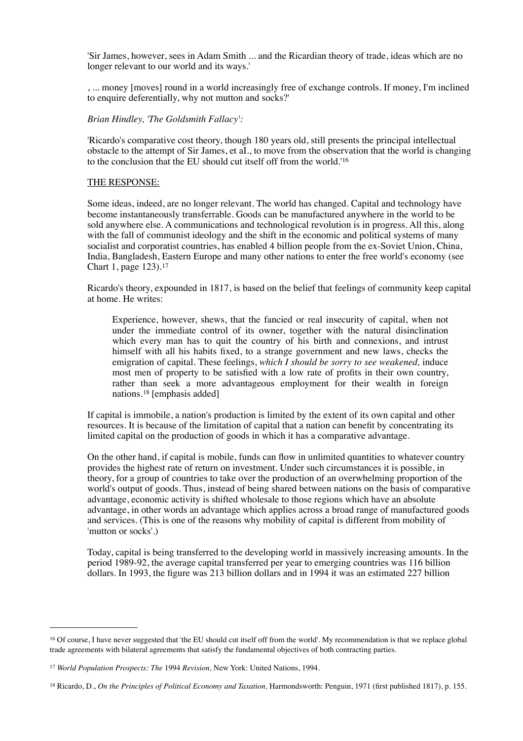'Sir James, however, sees in Adam Smith ... and the Ricardian theory of trade, ideas which are no longer relevant to our world and its ways.'

, ... money [moves] round in a world increasingly free of exchange controls. If money, I'm inclined to enquire deferentially, why not mutton and socks?'

*Brian Hindley, 'The Goldsmith Fallacy':*

'Ricardo's comparative cost theory, though 180 years old, still presents the principal intellectual obstacle to the attempt of Sir James, et aI., to move from the observation that the world is changing to the conclusion that the EU should cut itself off from the world.'[16]

THE RESPONSE:

Some ideas, indeed, are no longer relevant. The world has changed. Capital and technology have become instantaneously transferrable. Goods can be manufactured anywhere in the world to be sold anywhere else. A communications and technological revolution is in progress. All this, along with the fall of communist ideology and the shift in the economic and political systems of many socialist and corporatist countries, has enabled 4 billion people from the ex-Soviet Union, China, India, Bangladesh, Eastern Europe and many other nations to enter the free world's economy (see Chart 1, page 123).[17]

Ricardo's theory, expounded in 1817, is based on the belief that feelings of community keep capital at home. He writes:

> Experience, however, shews, that the fancied or real insecurity of capital, when not under the immediate control of its owner, together with the natural disinclination which every man has to quit the country of his birth and connexions, and intrust himself with all his habits fixed, to a strange government and new laws, checks the emigration of capital. These feelings, *which I should be sorry to see weakened,* induce most men of property to be satisfied with a low rate of profits in their own country, rather than seek a more advantageous employment for their wealth in foreign nations.[18] [emphasis added]

If capital is immobile, a nation's production is limited by the extent of its own capital and other resources. It is because of the limitation of capital that a nation can benefit by concentrating its limited capital on the production of goods in which it has a comparative advantage.

On the other hand, if capital is mobile, funds can flow in unlimited quantities to whatever country provides the highest rate of return on investment. Under such circumstances it is possible, in theory, for a group of countries to take over the production of an overwhelming proportion of the world's output of goods. Thus, instead of being shared between nations on the basis of comparative advantage, economic activity is shifted wholesale to those regions which have an absolute advantage, in other words an advantage which applies across a broad range of manufactured goods and services. (This is one of the reasons why mobility of capital is different from mobility of 'mutton or socks'.)

Today, capital is being transferred to the developing world in massively increasing amounts. In the period 1989-92, the average capital transferred per year to emerging countries was 116 billion dollars. In 1993, the figure was 213 billion dollars and in 1994 it was an estimated 227 billion

---

[16] Of course, I have never suggested that 'the EU should cut itself off from the world'. My recommendation is that we replace global trade agreements with bilateral agreements that satisfy the fundamental objectives of both contracting parties.

[17] *World Population Prospects: The* 1994 *Revision,* New York: United Nations, 1994.

[18] Ricardo, D., *On the Principles of Political Economy and Taxation,* Harmondsworth: Penguin, 1971 (first published 1817), p. 155.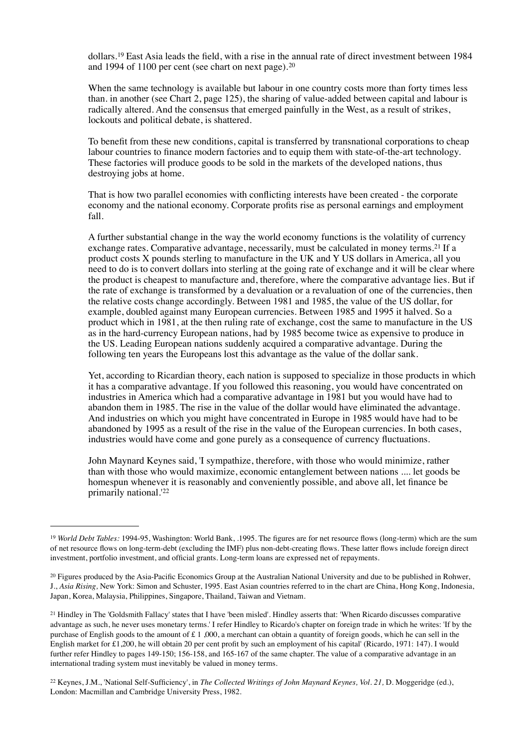dollars.[19] East Asia leads the field, with a rise in the annual rate of direct investment between 1984 and 1994 of 1100 per cent (see chart on next page).[20]

When the same technology is available but labour in one country costs more than forty times less than. in another (see Chart 2, page 125), the sharing of value-added between capital and labour is radically altered. And the consensus that emerged painfully in the West, as a result of strikes, lockouts and political debate, is shattered.

To benefit from these new conditions, capital is transferred by transnational corporations to cheap labour countries to finance modern factories and to equip them with state-of-the-art technology. These factories will produce goods to be sold in the markets of the developed nations, thus destroying jobs at home.

That is how two parallel economies with conflicting interests have been created - the corporate economy and the national economy. Corporate profits rise as personal earnings and employment fall.

A further substantial change in the way the world economy functions is the volatility of currency exchange rates. Comparative advantage, necessarily, must be calculated in money terms.[21] If a product costs X pounds sterling to manufacture in the UK and Y US dollars in America, all you need to do is to convert dollars into sterling at the going rate of exchange and it will be clear where the product is cheapest to manufacture and, therefore, where the comparative advantage lies. But if the rate of exchange is transformed by a devaluation or a revaluation of one of the currencies, then the relative costs change accordingly. Between 1981 and 1985, the value of the US dollar, for example, doubled against many European currencies. Between 1985 and 1995 it halved. So a product which in 1981, at the then ruling rate of exchange, cost the same to manufacture in the US as in the hard-currency European nations, had by 1985 become twice as expensive to produce in the US. Leading European nations suddenly acquired a comparative advantage. During the following ten years the Europeans lost this advantage as the value of the dollar sank.

Yet, according to Ricardian theory, each nation is supposed to specialize in those products in which it has a comparative advantage. If you followed this reasoning, you would have concentrated on industries in America which had a comparative advantage in 1981 but you would have had to abandon them in 1985. The rise in the value of the dollar would have eliminated the advantage. And industries on which you might have concentrated in Europe in 1985 would have had to be abandoned by 1995 as a result of the rise in the value of the European currencies. In both cases, industries would have come and gone purely as a consequence of currency fluctuations.

John Maynard Keynes said, 'I sympathize, therefore, with those who would minimize, rather than with those who would maximize, economic entanglement between nations .... let goods be homespun whenever it is reasonably and conveniently possible, and above all, let finance be primarily national.'[22]

---

[19] *World Debt Tables:* 1994-95, Washington: World Bank, .1995. The figures are for net resource flows (long-term) which are the sum of net resource flows on long-term-debt (excluding the IMF) plus non-debt-creating flows. These latter flows include foreign direct investment, portfolio investment, and official grants. Long-term loans are expressed net of repayments.

[20] Figures produced by the Asia-Pacific Economics Group at the Australian National University and due to be published in Rohwer, J., *Asia Rising,* New York: Simon and Schuster, 1995. East Asian countries referred to in the chart are China, Hong Kong, Indonesia, Japan, Korea, Malaysia, Philippines, Singapore, Thailand, Taiwan and Vietnam.

[21] Hindley in The 'Goldsmith Fallacy' states that I have 'been misled'. Hindley asserts that: 'When Ricardo discusses comparative advantage as such, he never uses monetary terms.' I refer Hindley to Ricardo's chapter on foreign trade in which he writes: 'If by the purchase of English goods to the amount of £ 1 ,000, a merchant can obtain a quantity of foreign goods, which he can sell in the English market for £1,200, he will obtain 20 per cent profit by such an employment of his capital' (Ricardo, 1971: 147). I would further refer Hindley to pages 149-150; 156-158, and 165-167 of the same chapter. The value of a comparative advantage in an international trading system must inevitably be valued in money terms.

[22] Keynes, J.M., 'National Self-Sufficiency', in *The Collected Writings of John Maynard Keynes, Vol. 21,* D. Moggeridge (ed.), London: Macmillan and Cambridge University Press, 1982.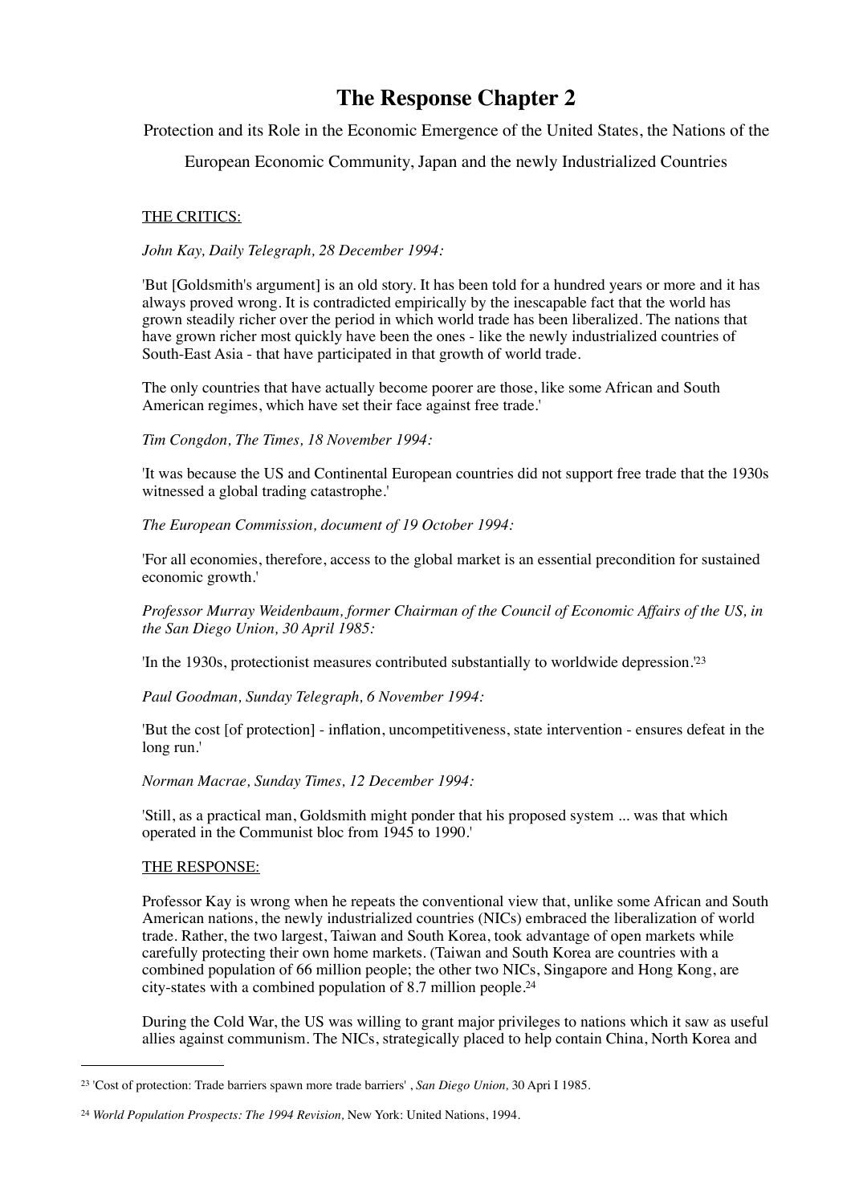# The Response Chapter 2

Protection and its Role in the Economic Emergence of the United States, the Nations of the European Economic Community, Japan and the newly Industrialized Countries

THE CRITICS:

*John Kay, Daily Telegraph, 28 December 1994:*

'But [Goldsmith's argument] is an old story. It has been told for a hundred years or more and it has always proved wrong. It is contradicted empirically by the inescapable fact that the world has grown steadily richer over the period in which world trade has been liberalized. The nations that have grown richer most quickly have been the ones - like the newly industrialized countries of South-East Asia - that have participated in that growth of world trade.

The only countries that have actually become poorer are those, like some African and South American regimes, which have set their face against free trade.'

*Tim Congdon, The Times, 18 November 1994:*

'It was because the US and Continental European countries did not support free trade that the 1930s witnessed a global trading catastrophe.'

*The European Commission, document of 19 October 1994:*

'For all economies, therefore, access to the global market is an essential precondition for sustained economic growth.'

*Professor Murray Weidenbaum, former Chairman of the Council of Economic Affairs of the US, in the San Diego Union, 30 April 1985:*

'In the 1930s, protectionist measures contributed substantially to worldwide depression.'[23]

*Paul Goodman, Sunday Telegraph, 6 November 1994:*

'But the cost [of protection] - inflation, uncompetitiveness, state intervention - ensures defeat in the long run.'

*Norman Macrae, Sunday Times, 12 December 1994:*

'Still, as a practical man, Goldsmith might ponder that his proposed system ... was that which operated in the Communist bloc from 1945 to 1990.'

THE RESPONSE:

Professor Kay is wrong when he repeats the conventional view that, unlike some African and South American nations, the newly industrialized countries (NICs) embraced the liberalization of world trade. Rather, the two largest, Taiwan and South Korea, took advantage of open markets while carefully protecting their own home markets. (Taiwan and South Korea are countries with a combined population of 66 million people; the other two NICs, Singapore and Hong Kong, are city-states with a combined population of 8.7 million people.[24]

During the Cold War, the US was willing to grant major privileges to nations which it saw as useful allies against communism. The NICs, strategically placed to help contain China, North Korea and

---

[23] 'Cost of protection: Trade barriers spawn more trade barriers' , *San Diego Union,* 30 Apri I 1985.

[24] *World Population Prospects: The 1994 Revision,* New York: United Nations, 1994.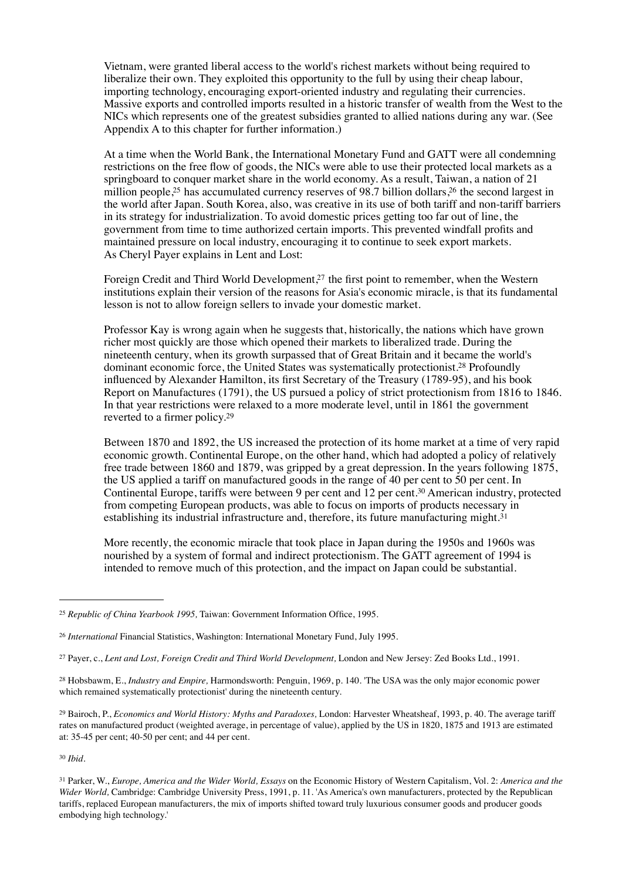Vietnam, were granted liberal access to the world's richest markets without being required to liberalize their own. They exploited this opportunity to the full by using their cheap labour, importing technology, encouraging export-oriented industry and regulating their currencies. Massive exports and controlled imports resulted in a historic transfer of wealth from the West to the NICs which represents one of the greatest subsidies granted to allied nations during any war. (See Appendix A to this chapter for further information.)

At a time when the World Bank, the International Monetary Fund and GATT were all condemning restrictions on the free flow of goods, the NICs were able to use their protected local markets as a springboard to conquer market share in the world economy. As a result, Taiwan, a nation of 21 million people,[25] has accumulated currency reserves of 98.7 billion dollars,[26] the second largest in the world after Japan. South Korea, also, was creative in its use of both tariff and non-tariff barriers in its strategy for industrialization. To avoid domestic prices getting too far out of line, the government from time to time authorized certain imports. This prevented windfall profits and maintained pressure on local industry, encouraging it to continue to seek export markets. As Cheryl Payer explains in Lent and Lost:

Foreign Credit and Third World Development,[27] the first point to remember, when the Western institutions explain their version of the reasons for Asia's economic miracle, is that its fundamental lesson is not to allow foreign sellers to invade your domestic market.

Professor Kay is wrong again when he suggests that, historically, the nations which have grown richer most quickly are those which opened their markets to liberalized trade. During the nineteenth century, when its growth surpassed that of Great Britain and it became the world's dominant economic force, the United States was systematically protectionist.[28] Profoundly influenced by Alexander Hamilton, its first Secretary of the Treasury (1789-95), and his book Report on Manufactures (1791), the US pursued a policy of strict protectionism from 1816 to 1846. In that year restrictions were relaxed to a more moderate level, until in 1861 the government reverted to a firmer policy.[29]

Between 1870 and 1892, the US increased the protection of its home market at a time of very rapid economic growth. Continental Europe, on the other hand, which had adopted a policy of relatively free trade between 1860 and 1879, was gripped by a great depression. In the years following 1875, the US applied a tariff on manufactured goods in the range of 40 per cent to 50 per cent. In Continental Europe, tariffs were between 9 per cent and 12 per cent.[30] American industry, protected from competing European products, was able to focus on imports of products necessary in establishing its industrial infrastructure and, therefore, its future manufacturing might.[31]

More recently, the economic miracle that took place in Japan during the 1950s and 1960s was nourished by a system of formal and indirect protectionism. The GATT agreement of 1994 is intended to remove much of this protection, and the impact on Japan could be substantial.

---

[25] *Republic of China Yearbook 1995,* Taiwan: Government Information Office, 1995.

[26] *International* Financial Statistics, Washington: International Monetary Fund, July 1995.

[27] Payer, c., *Lent and Lost, Foreign Credit and Third World Development,* London and New Jersey: Zed Books Ltd., 1991.

[28] Hobsbawm, E., *Industry and Empire,* Harmondsworth: Penguin, 1969, p. 140. 'The USA was the only major economic power which remained systematically protectionist' during the nineteenth century.

[29] Bairoch, P., *Economics and World History: Myths and Paradoxes,* London: Harvester Wheatsheaf, 1993, p. 40. The average tariff rates on manufactured product (weighted average, in percentage of value), applied by the US in 1820, 1875 and 1913 are estimated at: 35-45 per cent; 40-50 per cent; and 44 per cent.

[30] *Ibid.*

[31] Parker, W., *Europe, America and the Wider World, Essays* on the Economic History of Western Capitalism, Vol. 2: *America and the Wider World,* Cambridge: Cambridge University Press, 1991, p. 11. 'As America's own manufacturers, protected by the Republican tariffs, replaced European manufacturers, the mix of imports shifted toward truly luxurious consumer goods and producer goods embodying high technology.'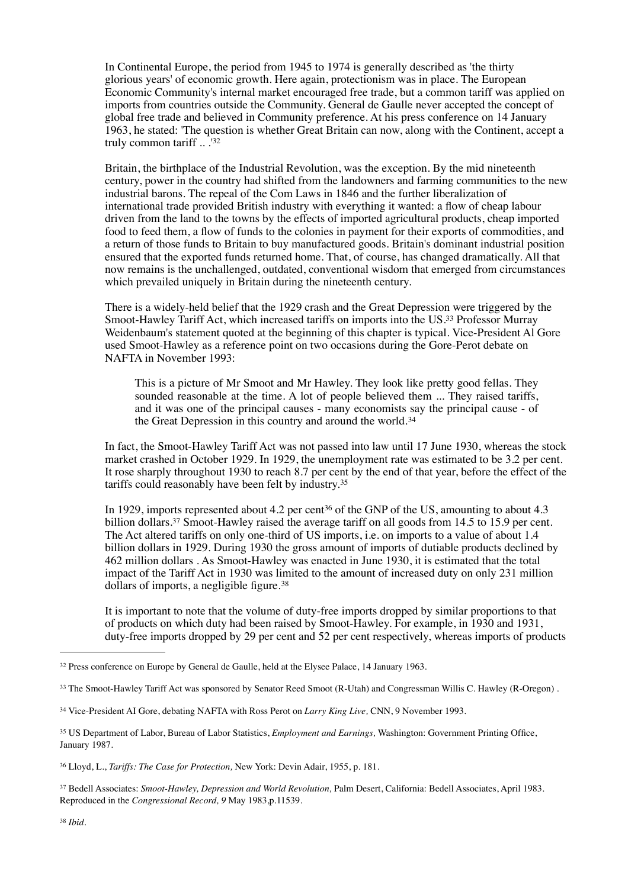In Continental Europe, the period from 1945 to 1974 is generally described as 'the thirty glorious years' of economic growth. Here again, protectionism was in place. The European Economic Community's internal market encouraged free trade, but a common tariff was applied on imports from countries outside the Community. General de Gaulle never accepted the concept of global free trade and believed in Community preference. At his press conference on 14 January 1963, he stated: 'The question is whether Great Britain can now, along with the Continent, accept a truly common tariff .. .'[32]

Britain, the birthplace of the Industrial Revolution, was the exception. By the mid nineteenth century, power in the country had shifted from the landowners and farming communities to the new industrial barons. The repeal of the Com Laws in 1846 and the further liberalization of international trade provided British industry with everything it wanted: a flow of cheap labour driven from the land to the towns by the effects of imported agricultural products, cheap imported food to feed them, a flow of funds to the colonies in payment for their exports of commodities, and a return of those funds to Britain to buy manufactured goods. Britain's dominant industrial position ensured that the exported funds returned home. That, of course, has changed dramatically. All that now remains is the unchallenged, outdated, conventional wisdom that emerged from circumstances which prevailed uniquely in Britain during the nineteenth century.

There is a widely-held belief that the 1929 crash and the Great Depression were triggered by the Smoot-Hawley Tariff Act, which increased tariffs on imports into the US.[33] Professor Murray Weidenbaum's statement quoted at the beginning of this chapter is typical. Vice-President Al Gore used Smoot-Hawley as a reference point on two occasions during the Gore-Perot debate on NAFTA in November 1993:

> This is a picture of Mr Smoot and Mr Hawley. They look like pretty good fellas. They sounded reasonable at the time. A lot of people believed them ... They raised tariffs, and it was one of the principal causes - many economists say the principal cause - of the Great Depression in this country and around the world.[34]

In fact, the Smoot-Hawley Tariff Act was not passed into law until 17 June 1930, whereas the stock market crashed in October 1929. In 1929, the unemployment rate was estimated to be 3.2 per cent. It rose sharply throughout 1930 to reach 8.7 per cent by the end of that year, before the effect of the tariffs could reasonably have been felt by industry.[35]

In 1929, imports represented about 4.2 per cent[36] of the GNP of the US, amounting to about 4.3 billion dollars.[37] Smoot-Hawley raised the average tariff on all goods from 14.5 to 15.9 per cent. The Act altered tariffs on only one-third of US imports, i.e. on imports to a value of about 1.4 billion dollars in 1929. During 1930 the gross amount of imports of dutiable products declined by 462 million dollars . As Smoot-Hawley was enacted in June 1930, it is estimated that the total impact of the Tariff Act in 1930 was limited to the amount of increased duty on only 231 million dollars of imports, a negligible figure.[38]

It is important to note that the volume of duty-free imports dropped by similar proportions to that of products on which duty had been raised by Smoot-Hawley. For example, in 1930 and 1931, duty-free imports dropped by 29 per cent and 52 per cent respectively, whereas imports of products

---

[32] Press conference on Europe by General de Gaulle, held at the Elysee Palace, 14 January 1963.

[33] The Smoot-Hawley Tariff Act was sponsored by Senator Reed Smoot (R-Utah) and Congressman Willis C. Hawley (R-Oregon) .

[34] Vice-President AI Gore, debating NAFTA with Ross Perot on *Larry King Live,* CNN, 9 November 1993.

[35] US Department of Labor, Bureau of Labor Statistics, *Employment and Earnings,* Washington: Government Printing Office, January 1987.

[36] Lloyd, L., *Tariffs: The Case for Protection,* New York: Devin Adair, 1955, p. 181.

[37] Bedell Associates: *Smoot-Hawley, Depression and World Revolution,* Palm Desert, California: Bedell Associates, April 1983. Reproduced in the *Congressional Record, 9* May 1983,p.11539.

[38] *Ibid.*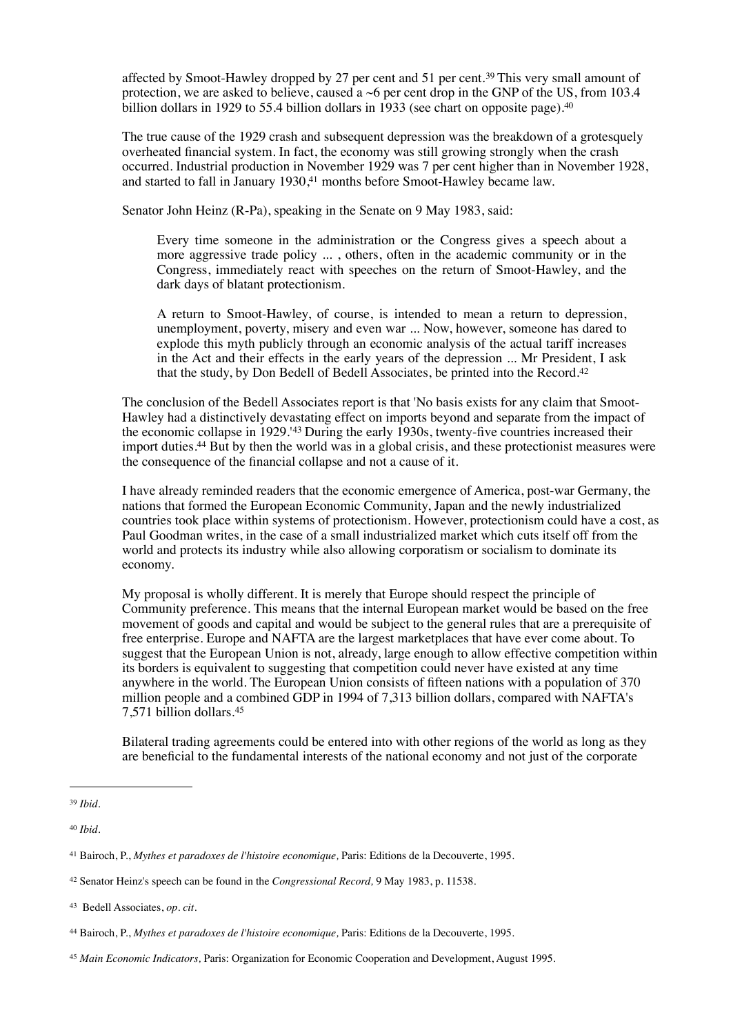affected by Smoot-Hawley dropped by 27 per cent and 51 per cent.[39] This very small amount of protection, we are asked to believe, caused a ~6 per cent drop in the GNP of the US, from 103.4 billion dollars in 1929 to 55.4 billion dollars in 1933 (see chart on opposite page).[40]

The true cause of the 1929 crash and subsequent depression was the breakdown of a grotesquely overheated financial system. In fact, the economy was still growing strongly when the crash occurred. Industrial production in November 1929 was 7 per cent higher than in November 1928, and started to fall in January 1930,[41] months before Smoot-Hawley became law.

Senator John Heinz (R-Pa), speaking in the Senate on 9 May 1983, said:

> Every time someone in the administration or the Congress gives a speech about a more aggressive trade policy ... , others, often in the academic community or in the Congress, immediately react with speeches on the return of Smoot-Hawley, and the dark days of blatant protectionism.
>
> A return to Smoot-Hawley, of course, is intended to mean a return to depression, unemployment, poverty, misery and even war ... Now, however, someone has dared to explode this myth publicly through an economic analysis of the actual tariff increases in the Act and their effects in the early years of the depression ... Mr President, I ask that the study, by Don Bedell of Bedell Associates, be printed into the Record.[42]

The conclusion of the Bedell Associates report is that 'No basis exists for any claim that Smoot-Hawley had a distinctively devastating effect on imports beyond and separate from the impact of the economic collapse in 1929.'[43] During the early 1930s, twenty-five countries increased their import duties.[44] But by then the world was in a global crisis, and these protectionist measures were the consequence of the financial collapse and not a cause of it.

I have already reminded readers that the economic emergence of America, post-war Germany, the nations that formed the European Economic Community, Japan and the newly industrialized countries took place within systems of protectionism. However, protectionism could have a cost, as Paul Goodman writes, in the case of a small industrialized market which cuts itself off from the world and protects its industry while also allowing corporatism or socialism to dominate its economy.

My proposal is wholly different. It is merely that Europe should respect the principle of Community preference. This means that the internal European market would be based on the free movement of goods and capital and would be subject to the general rules that are a prerequisite of free enterprise. Europe and NAFTA are the largest marketplaces that have ever come about. To suggest that the European Union is not, already, large enough to allow effective competition within its borders is equivalent to suggesting that competition could never have existed at any time anywhere in the world. The European Union consists of fifteen nations with a population of 370 million people and a combined GDP in 1994 of 7,313 billion dollars, compared with NAFTA's 7,571 billion dollars.[45]

Bilateral trading agreements could be entered into with other regions of the world as long as they are beneficial to the fundamental interests of the national economy and not just of the corporate

---

[39] *Ibid.*

[40] *Ibid.*

[41] Bairoch, P., *Mythes et paradoxes de l'histoire economique,* Paris: Editions de la Decouverte, 1995.

[42] Senator Heinz's speech can be found in the *Congressional Record,* 9 May 1983, p. 11538.

[43] Bedell Associates, *op. cit.*

[44] Bairoch, P., *Mythes et paradoxes de l'histoire economique,* Paris: Editions de la Decouverte, 1995.

[45] *Main Economic Indicators,* Paris: Organization for Economic Cooperation and Development, August 1995.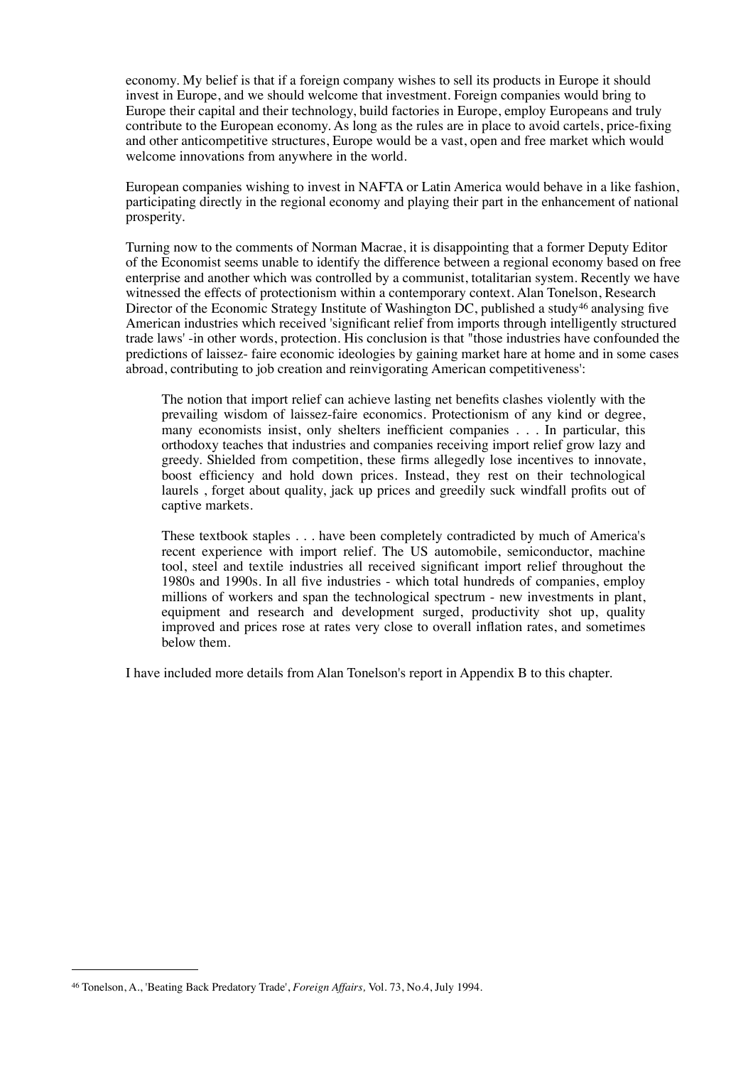economy. My belief is that if a foreign company wishes to sell its products in Europe it should invest in Europe, and we should welcome that investment. Foreign companies would bring to Europe their capital and their technology, build factories in Europe, employ Europeans and truly contribute to the European economy. As long as the rules are in place to avoid cartels, price-fixing and other anticompetitive structures, Europe would be a vast, open and free market which would welcome innovations from anywhere in the world.

European companies wishing to invest in NAFTA or Latin America would behave in a like fashion, participating directly in the regional economy and playing their part in the enhancement of national prosperity.

Turning now to the comments of Norman Macrae, it is disappointing that a former Deputy Editor of the Economist seems unable to identify the difference between a regional economy based on free enterprise and another which was controlled by a communist, totalitarian system. Recently we have witnessed the effects of protectionism within a contemporary context. Alan Tonelson, Research Director of the Economic Strategy Institute of Washington DC, published a study[46] analysing five American industries which received 'significant relief from imports through intelligently structured trade laws' -in other words, protection. His conclusion is that "those industries have confounded the predictions of laissez- faire economic ideologies by gaining market hare at home and in some cases abroad, contributing to job creation and reinvigorating American competitiveness':

> The notion that import relief can achieve lasting net benefits clashes violently with the prevailing wisdom of laissez-faire economics. Protectionism of any kind or degree, many economists insist, only shelters inefficient companies . . . In particular, this orthodoxy teaches that industries and companies receiving import relief grow lazy and greedy. Shielded from competition, these firms allegedly lose incentives to innovate, boost efficiency and hold down prices. Instead, they rest on their technological laurels , forget about quality, jack up prices and greedily suck windfall profits out of captive markets.
>
> These textbook staples . . . have been completely contradicted by much of America's recent experience with import relief. The US automobile, semiconductor, machine tool, steel and textile industries all received significant import relief throughout the 1980s and 1990s. In all five industries - which total hundreds of companies, employ millions of workers and span the technological spectrum - new investments in plant, equipment and research and development surged, productivity shot up, quality improved and prices rose at rates very close to overall inflation rates, and sometimes below them.

I have included more details from Alan Tonelson's report in Appendix B to this chapter.

---

[46] Tonelson, A., 'Beating Back Predatory Trade', *Foreign Affairs,* Vol. 73, No.4, July 1994.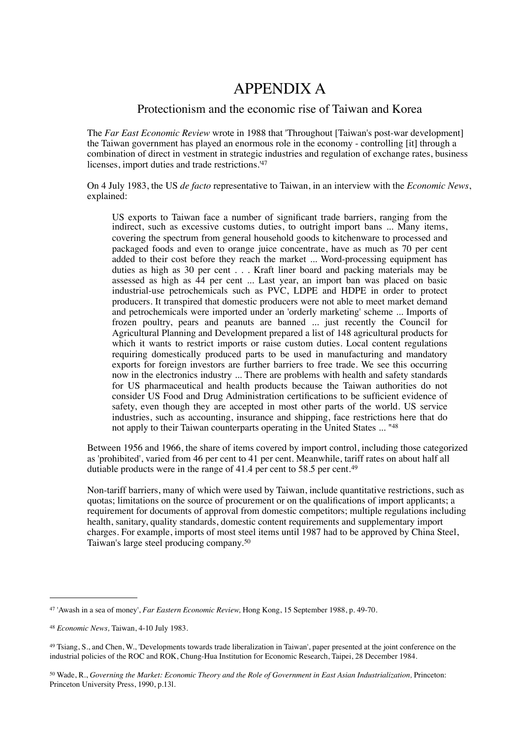# APPENDIX A

## Protectionism and the economic rise of Taiwan and Korea

The *Far East Economic Review* wrote in 1988 that 'Throughout [Taiwan's post-war development] the Taiwan government has played an enormous role in the economy - controlling [it] through a combination of direct in vestment in strategic industries and regulation of exchange rates, business licenses, import duties and trade restrictions.'[47]

On 4 July 1983, the US *de facto* representative to Taiwan, in an interview with the *Economic News*, explained:

> US exports to Taiwan face a number of significant trade barriers, ranging from the indirect, such as excessive customs duties, to outright import bans ... Many items, covering the spectrum from general household goods to kitchenware to processed and packaged foods and even to orange juice concentrate, have as much as 70 per cent added to their cost before they reach the market ... Word-processing equipment has duties as high as 30 per cent . . . Kraft liner board and packing materials may be assessed as high as 44 per cent ... Last year, an import ban was placed on basic industrial-use petrochemicals such as PVC, LDPE and HDPE in order to protect producers. It transpired that domestic producers were not able to meet market demand and petrochemicals were imported under an 'orderly marketing' scheme ... Imports of frozen poultry, pears and peanuts are banned ... just recently the Council for Agricultural Planning and Development prepared a list of 148 agricultural products for which it wants to restrict imports or raise custom duties. Local content regulations requiring domestically produced parts to be used in manufacturing and mandatory exports for foreign investors are further barriers to free trade. We see this occurring now in the electronics industry ... There are problems with health and safety standards for US pharmaceutical and health products because the Taiwan authorities do not consider US Food and Drug Administration certifications to be sufficient evidence of safety, even though they are accepted in most other parts of the world. US service industries, such as accounting, insurance and shipping, face restrictions here that do not apply to their Taiwan counterparts operating in the United States ... "[48]

Between 1956 and 1966, the share of items covered by import control, including those categorized as 'prohibited', varied from 46 per cent to 41 per cent. Meanwhile, tariff rates on about half all dutiable products were in the range of 41.4 per cent to 58.5 per cent.[49]

Non-tariff barriers, many of which were used by Taiwan, include quantitative restrictions, such as quotas; limitations on the source of procurement or on the qualifications of import applicants; a requirement for documents of approval from domestic competitors; multiple regulations including health, sanitary, quality standards, domestic content requirements and supplementary import charges. For example, imports of most steel items until 1987 had to be approved by China Steel, Taiwan's large steel producing company.[50]

---

[47] 'Awash in a sea of money', *Far Eastern Economic Review,* Hong Kong, 15 September 1988, p. 49-70.

[48] *Economic News,* Taiwan, 4-10 July 1983.

[49] Tsiang, S., and Chen, W., 'Developments towards trade liberalization in Taiwan', paper presented at the joint conference on the industrial policies of the ROC and ROK, Chung-Hua Institution for Economic Research, Taipei, 28 December 1984.

[50] Wade, R., *Governing the Market: Economic Theory and the Role of Government in East Asian Industrialization,* Princeton: Princeton University Press, 1990, p.13l.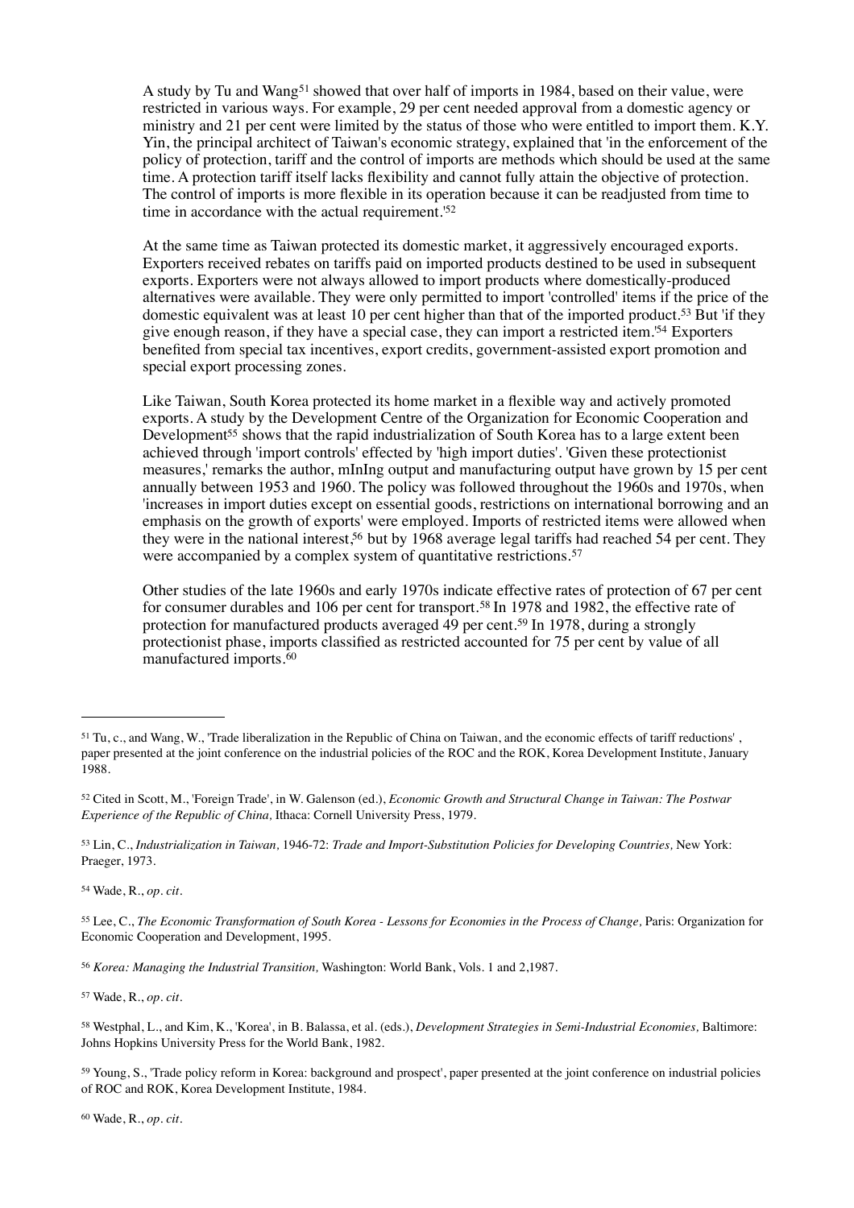A study by Tu and Wang[51] showed that over half of imports in 1984, based on their value, were restricted in various ways. For example, 29 per cent needed approval from a domestic agency or ministry and 21 per cent were limited by the status of those who were entitled to import them. K.Y. Yin, the principal architect of Taiwan's economic strategy, explained that 'in the enforcement of the policy of protection, tariff and the control of imports are methods which should be used at the same time. A protection tariff itself lacks flexibility and cannot fully attain the objective of protection. The control of imports is more flexible in its operation because it can be readjusted from time to time in accordance with the actual requirement.'[52]

At the same time as Taiwan protected its domestic market, it aggressively encouraged exports. Exporters received rebates on tariffs paid on imported products destined to be used in subsequent exports. Exporters were not always allowed to import products where domestically-produced alternatives were available. They were only permitted to import 'controlled' items if the price of the domestic equivalent was at least 10 per cent higher than that of the imported product.[53] But 'if they give enough reason, if they have a special case, they can import a restricted item.'[54] Exporters benefited from special tax incentives, export credits, government-assisted export promotion and special export processing zones.

Like Taiwan, South Korea protected its home market in a flexible way and actively promoted exports. A study by the Development Centre of the Organization for Economic Cooperation and Development[55] shows that the rapid industrialization of South Korea has to a large extent been achieved through 'import controls' effected by 'high import duties'. 'Given these protectionist measures,' remarks the author, mInIng output and manufacturing output have grown by 15 per cent annually between 1953 and 1960. The policy was followed throughout the 1960s and 1970s, when 'increases in import duties except on essential goods, restrictions on international borrowing and an emphasis on the growth of exports' were employed. Imports of restricted items were allowed when they were in the national interest,[56] but by 1968 average legal tariffs had reached 54 per cent. They were accompanied by a complex system of quantitative restrictions.[57]

Other studies of the late 1960s and early 1970s indicate effective rates of protection of 67 per cent for consumer durables and 106 per cent for transport.[58] In 1978 and 1982, the effective rate of protection for manufactured products averaged 49 per cent.[59] In 1978, during a strongly protectionist phase, imports classified as restricted accounted for 75 per cent by value of all manufactured imports.[60]

---

[51] Tu, c., and Wang, W., 'Trade liberalization in the Republic of China on Taiwan, and the economic effects of tariff reductions' , paper presented at the joint conference on the industrial policies of the ROC and the ROK, Korea Development Institute, January 1988.

[52] Cited in Scott, M., 'Foreign Trade', in W. Galenson (ed.), *Economic Growth and Structural Change in Taiwan: The Postwar Experience of the Republic of China,* Ithaca: Cornell University Press, 1979.

[53] Lin, C., *Industrialization in Taiwan,* 1946-72: *Trade and Import-Substitution Policies for Developing Countries,* New York: Praeger, 1973.

[54] Wade, R., *op. cit.*

[55] Lee, C., *The Economic Transformation of South Korea - Lessons for Economies in the Process of Change,* Paris: Organization for Economic Cooperation and Development, 1995.

[56] *Korea: Managing the Industrial Transition,* Washington: World Bank, Vols. 1 and 2,1987.

[57] Wade, R., *op. cit.*

[58] Westphal, L., and Kim, K., 'Korea', in B. Balassa, et al. (eds.), *Development Strategies in Semi-Industrial Economies,* Baltimore: Johns Hopkins University Press for the World Bank, 1982.

[59] Young, S., 'Trade policy reform in Korea: background and prospect', paper presented at the joint conference on industrial policies of ROC and ROK, Korea Development Institute, 1984.

[60] Wade, R., *op. cit.*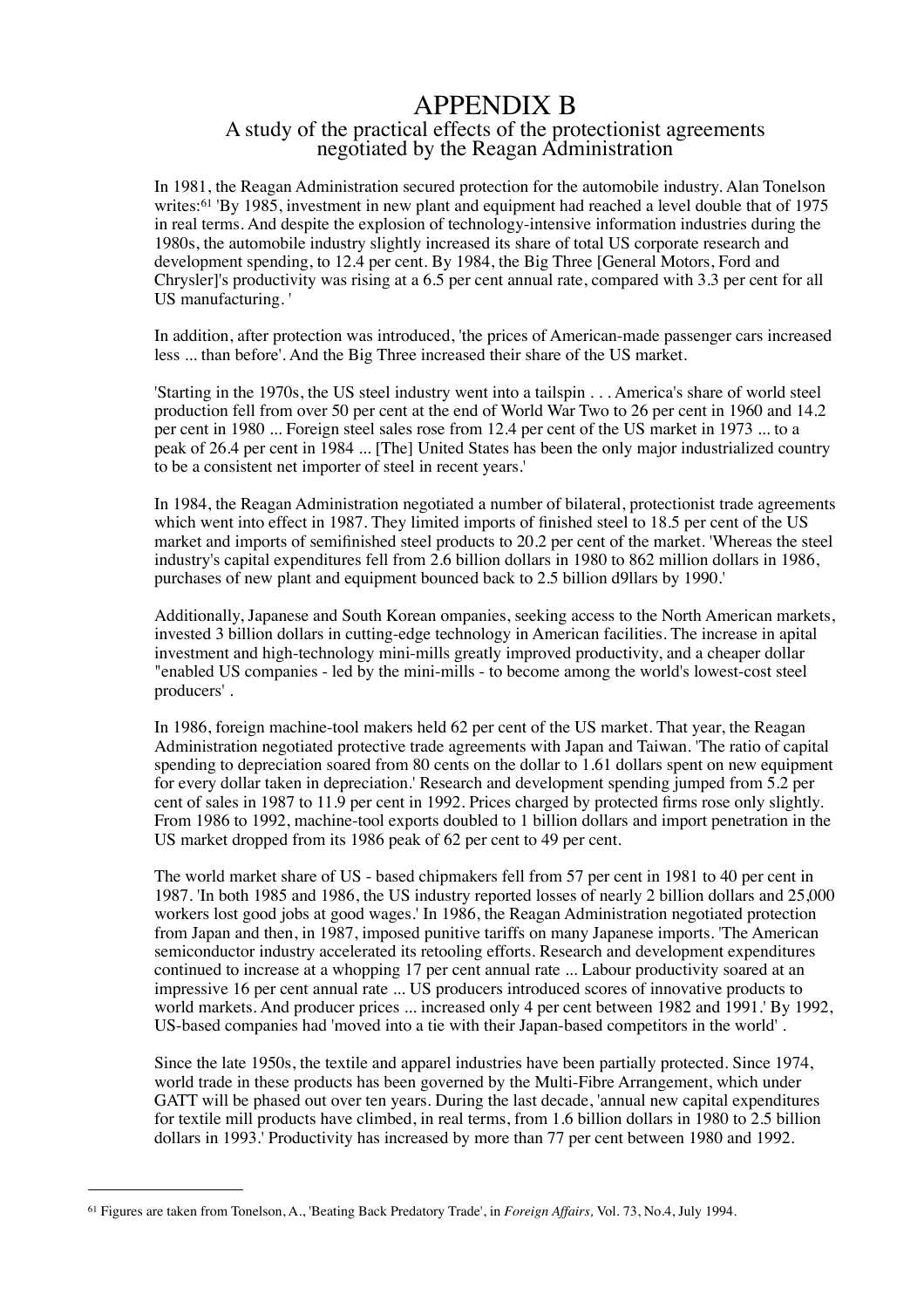# APPENDIX B

## A study of the practical effects of the protectionist agreements negotiated by the Reagan Administration

In 1981, the Reagan Administration secured protection for the automobile industry. Alan Tonelson writes:[61] 'By 1985, investment in new plant and equipment had reached a level double that of 1975 in real terms. And despite the explosion of technology-intensive information industries during the 1980s, the automobile industry slightly increased its share of total US corporate research and development spending, to 12.4 per cent. By 1984, the Big Three [General Motors, Ford and Chrysler]'s productivity was rising at a 6.5 per cent annual rate, compared with 3.3 per cent for all US manufacturing. '

In addition, after protection was introduced, 'the prices of American-made passenger cars increased less ... than before'. And the Big Three increased their share of the US market.

'Starting in the 1970s, the US steel industry went into a tailspin . . . America's share of world steel production fell from over 50 per cent at the end of World War Two to 26 per cent in 1960 and 14.2 per cent in 1980 ... Foreign steel sales rose from 12.4 per cent of the US market in 1973 ... to a peak of 26.4 per cent in 1984 ... [The] United States has been the only major industrialized country to be a consistent net importer of steel in recent years.'

In 1984, the Reagan Administration negotiated a number of bilateral, protectionist trade agreements which went into effect in 1987. They limited imports of finished steel to 18.5 per cent of the US market and imports of semifinished steel products to 20.2 per cent of the market. 'Whereas the steel industry's capital expenditures fell from 2.6 billion dollars in 1980 to 862 million dollars in 1986, purchases of new plant and equipment bounced back to 2.5 billion d9llars by 1990.'

Additionally, Japanese and South Korean ompanies, seeking access to the North American markets, invested 3 billion dollars in cutting-edge technology in American facilities. The increase in apital investment and high-technology mini-mills greatly improved productivity, and a cheaper dollar "enabled US companies - led by the mini-mills - to become among the world's lowest-cost steel producers' .

In 1986, foreign machine-tool makers held 62 per cent of the US market. That year, the Reagan Administration negotiated protective trade agreements with Japan and Taiwan. 'The ratio of capital spending to depreciation soared from 80 cents on the dollar to 1.61 dollars spent on new equipment for every dollar taken in depreciation.' Research and development spending jumped from 5.2 per cent of sales in 1987 to 11.9 per cent in 1992. Prices charged by protected firms rose only slightly. From 1986 to 1992, machine-tool exports doubled to 1 billion dollars and import penetration in the US market dropped from its 1986 peak of 62 per cent to 49 per cent.

The world market share of US - based chipmakers fell from 57 per cent in 1981 to 40 per cent in 1987. 'In both 1985 and 1986, the US industry reported losses of nearly 2 billion dollars and 25,000 workers lost good jobs at good wages.' In 1986, the Reagan Administration negotiated protection from Japan and then, in 1987, imposed punitive tariffs on many Japanese imports. 'The American semiconductor industry accelerated its retooling efforts. Research and development expenditures continued to increase at a whopping 17 per cent annual rate ... Labour productivity soared at an impressive 16 per cent annual rate ... US producers introduced scores of innovative products to world markets. And producer prices ... increased only 4 per cent between 1982 and 1991.' By 1992, US-based companies had 'moved into a tie with their Japan-based competitors in the world' .

Since the late 1950s, the textile and apparel industries have been partially protected. Since 1974, world trade in these products has been governed by the Multi-Fibre Arrangement, which under GATT will be phased out over ten years. During the last decade, 'annual new capital expenditures for textile mill products have climbed, in real terms, from 1.6 billion dollars in 1980 to 2.5 billion dollars in 1993.' Productivity has increased by more than 77 per cent between 1980 and 1992.

---

[61] Figures are taken from Tonelson, A., 'Beating Back Predatory Trade', in *Foreign Affairs,* Vol. 73, No.4, July 1994.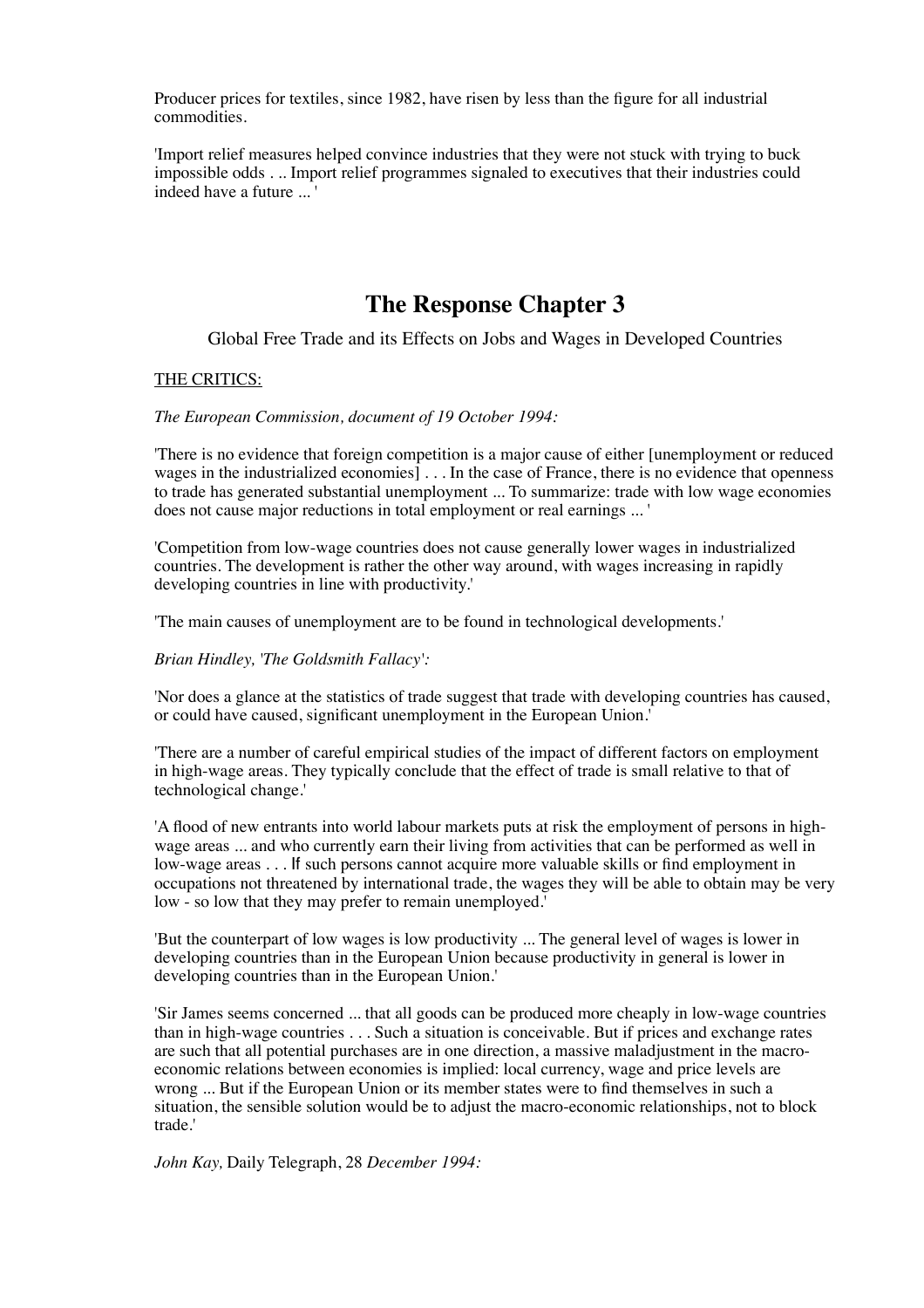Producer prices for textiles, since 1982, have risen by less than the figure for all industrial commodities.

'Import relief measures helped convince industries that they were not stuck with trying to buck impossible odds . .. Import relief programmes signaled to executives that their industries could indeed have a future ... '

# The Response Chapter 3

Global Free Trade and its Effects on Jobs and Wages in Developed Countries

<u>THE CRITICS:</u>

*The European Commission, document of 19 October 1994:*

'There is no evidence that foreign competition is a major cause of either [unemployment or reduced wages in the industrialized economies] . . . In the case of France, there is no evidence that openness to trade has generated substantial unemployment ... To summarize: trade with low wage economies does not cause major reductions in total employment or real earnings ... '

'Competition from low-wage countries does not cause generally lower wages in industrialized countries. The development is rather the other way around, with wages increasing in rapidly developing countries in line with productivity.'

'The main causes of unemployment are to be found in technological developments.'

*Brian Hindley, 'The Goldsmith Fallacy':*

'Nor does a glance at the statistics of trade suggest that trade with developing countries has caused, or could have caused, significant unemployment in the European Union.'

'There are a number of careful empirical studies of the impact of different factors on employment in high-wage areas. They typically conclude that the effect of trade is small relative to that of technological change.'

'A flood of new entrants into world labour markets puts at risk the employment of persons in high-wage areas ... and who currently earn their living from activities that can be performed as well in low-wage areas . . . If such persons cannot acquire more valuable skills or find employment in occupations not threatened by international trade, the wages they will be able to obtain may be very low - so low that they may prefer to remain unemployed.'

'But the counterpart of low wages is low productivity ... The general level of wages is lower in developing countries than in the European Union because productivity in general is lower in developing countries than in the European Union.'

'Sir James seems concerned ... that all goods can be produced more cheaply in low-wage countries than in high-wage countries . . . Such a situation is conceivable. But if prices and exchange rates are such that all potential purchases are in one direction, a massive maladjustment in the macro-economic relations between economies is implied: local currency, wage and price levels are wrong ... But if the European Union or its member states were to find themselves in such a situation, the sensible solution would be to adjust the macro-economic relationships, not to block trade.'

*John Kay,* Daily Telegraph, 28 *December 1994:*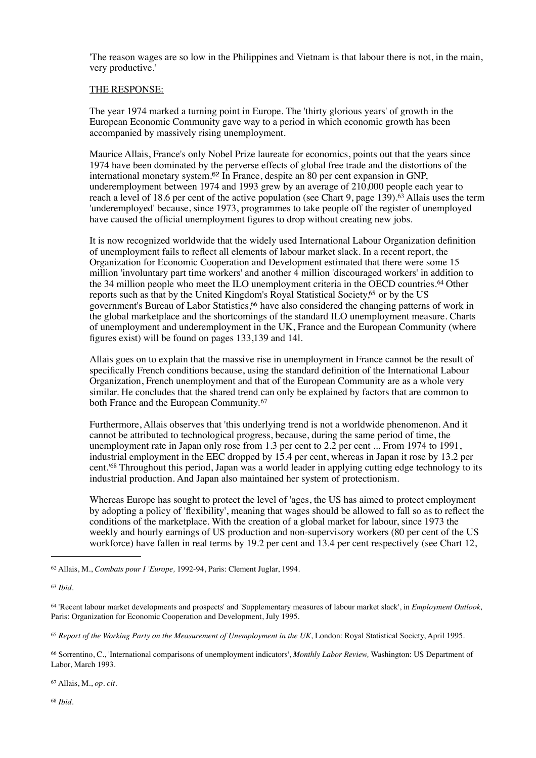'The reason wages are so low in the Philippines and Vietnam is that labour there is not, in the main, very productive.'

THE RESPONSE:

The year 1974 marked a turning point in Europe. The 'thirty glorious years' of growth in the European Economic Community gave way to a period in which economic growth has been accompanied by massively rising unemployment.

Maurice Allais, France's only Nobel Prize laureate for economics, points out that the years since 1974 have been dominated by the perverse effects of global free trade and the distortions of the international monetary system.[62] In France, despite an 80 per cent expansion in GNP, underemployment between 1974 and 1993 grew by an average of 210,000 people each year to reach a level of 18.6 per cent of the active population (see Chart 9, page 139).[63] Allais uses the term 'underemployed' because, since 1973, programmes to take people off the register of unemployed have caused the official unemployment figures to drop without creating new jobs.

It is now recognized worldwide that the widely used International Labour Organization definition of unemployment fails to reflect all elements of labour market slack. In a recent report, the Organization for Economic Cooperation and Development estimated that there were some 15 million 'involuntary part time workers' and another 4 million 'discouraged workers' in addition to the 34 million people who meet the ILO unemployment criteria in the OECD countries.[64] Other reports such as that by the United Kingdom's Royal Statistical Society,[65] or by the US government's Bureau of Labor Statistics,[66] have also considered the changing patterns of work in the global marketplace and the shortcomings of the standard ILO unemployment measure. Charts of unemployment and underemployment in the UK, France and the European Community (where figures exist) will be found on pages 133,139 and 14l.

Allais goes on to explain that the massive rise in unemployment in France cannot be the result of specifically French conditions because, using the standard definition of the International Labour Organization, French unemployment and that of the European Community are as a whole very similar. He concludes that the shared trend can only be explained by factors that are common to both France and the European Community.[67]

Furthermore, Allais observes that 'this underlying trend is not a worldwide phenomenon. And it cannot be attributed to technological progress, because, during the same period of time, the unemployment rate in Japan only rose from 1.3 per cent to 2.2 per cent ... From 1974 to 1991, industrial employment in the EEC dropped by 15.4 per cent, whereas in Japan it rose by 13.2 per cent.'[68] Throughout this period, Japan was a world leader in applying cutting edge technology to its industrial production. And Japan also maintained her system of protectionism.

Whereas Europe has sought to protect the level of 'ages, the US has aimed to protect employment by adopting a policy of 'flexibility', meaning that 'ages should be allowed to fall so as to reflect the conditions of the marketplace. With the creation of a global market for labour, since 1973 the weekly and hourly earnings of US production and non-supervisory workers (80 per cent of the US workforce) have fallen in real terms by 19.2 per cent and 13.4 per cent respectively (see Chart 12,

---

[62] Allais, M., *Combats pour l 'Europe,* 1992-94, Paris: Clement Juglar, 1994.

[63] *Ibid.*

[64] 'Recent labour market developments and prospects' and 'Supplementary measures of labour market slack', in *Employment Outlook,* Paris: Organization for Economic Cooperation and Development, July 1995.

[65] *Report of the Working Party on the Measurement of Unemployment in the UK,* London: Royal Statistical Society, April 1995.

[66] Sorrentino, C., 'International comparisons of unemployment indicators', *Monthly Labor Review,* Washington: US Department of Labor, March 1993.

[67] Allais, M., *op. cit.*

[68] *Ibid.*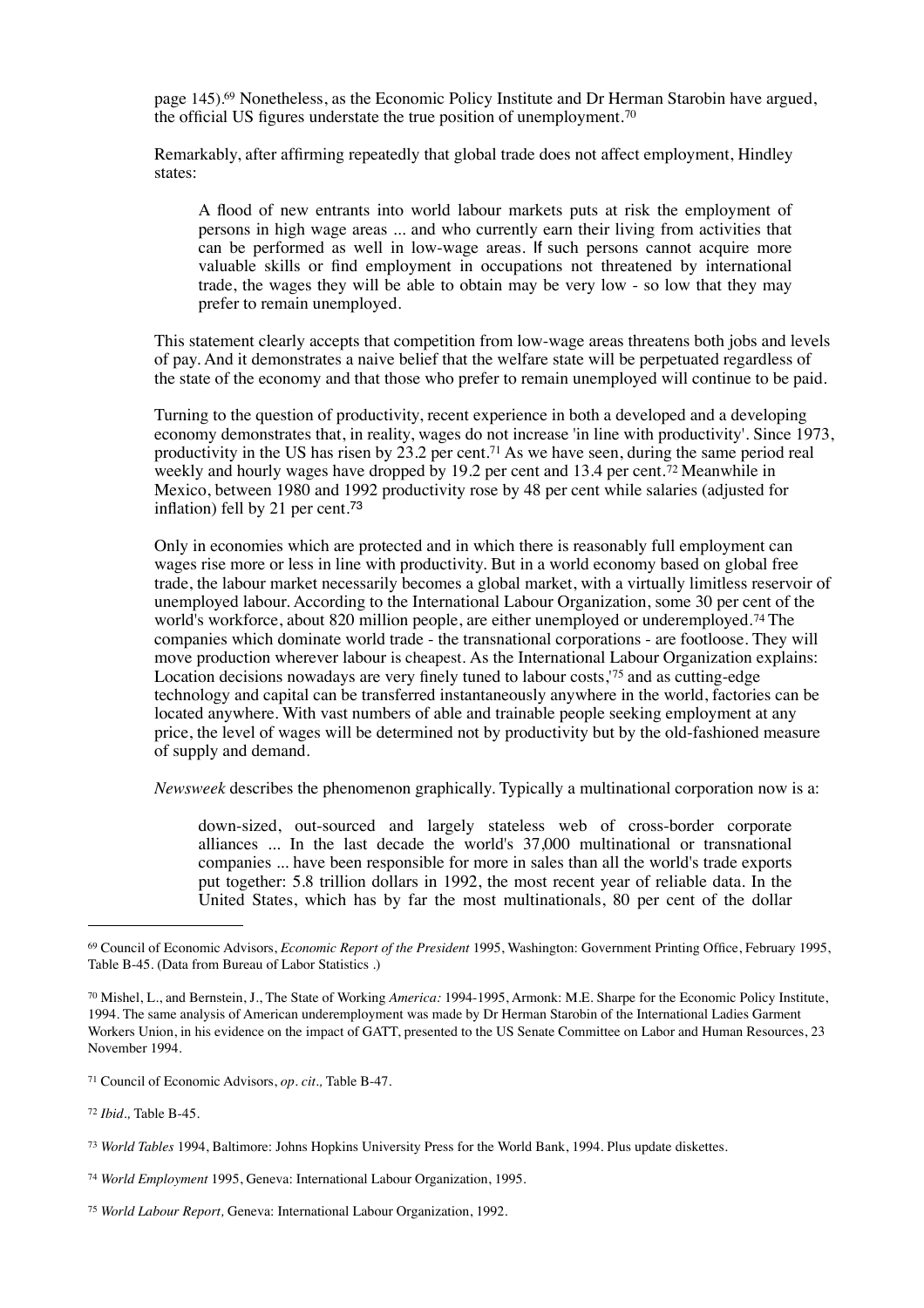page 145).[69] Nonetheless, as the Economic Policy Institute and Dr Herman Starobin have argued, the official US figures understate the true position of unemployment.[70]

Remarkably, after affirming repeatedly that global trade does not affect employment, Hindley states:

> A flood of new entrants into world labour markets puts at risk the employment of persons in high wage areas ... and who currently earn their living from activities that can be performed as well in low-wage areas. If such persons cannot acquire more valuable skills or find employment in occupations not threatened by international trade, the wages they will be able to obtain may be very low - so low that they may prefer to remain unemployed.

This statement clearly accepts that competition from low-wage areas threatens both jobs and levels of pay. And it demonstrates a naive belief that the welfare state will be perpetuated regardless of the state of the economy and that those who prefer to remain unemployed will continue to be paid.

Turning to the question of productivity, recent experience in both a developed and a developing economy demonstrates that, in reality, wages do not increase 'in line with productivity'. Since 1973, productivity in the US has risen by 23.2 per cent.[71] As we have seen, during the same period real weekly and hourly wages have dropped by 19.2 per cent and 13.4 per cent.[72] Meanwhile in Mexico, between 1980 and 1992 productivity rose by 48 per cent while salaries (adjusted for inflation) fell by 21 per cent.[73]

Only in economies which are protected and in which there is reasonably full employment can wages rise more or less in line with productivity. But in a world economy based on global free trade, the labour market necessarily becomes a global market, with a virtually limitless reservoir of unemployed labour. According to the International Labour Organization, some 30 per cent of the world's workforce, about 820 million people, are either unemployed or underemployed.[74] The companies which dominate world trade - the transnational corporations - are footloose. They will move production wherever labour is cheapest. As the International Labour Organization explains: Location decisions nowadays are very finely tuned to labour costs,'[75] and as cutting-edge technology and capital can be transferred instantaneously anywhere in the world, factories can be located anywhere. With vast numbers of able and trainable people seeking employment at any price, the level of wages will be determined not by productivity but by the old-fashioned measure of supply and demand.

*Newsweek* describes the phenomenon graphically. Typically a multinational corporation now is a:

> down-sized, out-sourced and largely stateless web of cross-border corporate alliances ... In the last decade the world's 37,000 multinational or transnational companies ... have been responsible for more in sales than all the world's trade exports put together: 5.8 trillion dollars in 1992, the most recent year of reliable data. In the United States, which has by far the most multinationals, 80 per cent of the dollar

---

[69] Council of Economic Advisors, *Economic Report of the President* 1995, Washington: Government Printing Office, February 1995, Table B-45. (Data from Bureau of Labor Statistics .)

[70] Mishel, L., and Bernstein, J., The State of Working *America:* 1994-1995, Armonk: M.E. Sharpe for the Economic Policy Institute, 1994. The same analysis of American underemployment was made by Dr Herman Starobin of the International Ladies Garment Workers Union, in his evidence on the impact of GATT, presented to the US Senate Committee on Labor and Human Resources, 23 November 1994.

[71] Council of Economic Advisors, *op. cit.,* Table B-47.

[72] *Ibid.,* Table B-45.

[73] *World Tables* 1994, Baltimore: Johns Hopkins University Press for the World Bank, 1994. Plus update diskettes.

[74] *World Employment* 1995, Geneva: International Labour Organization, 1995.

[75] *World Labour Report,* Geneva: International Labour Organization, 1992.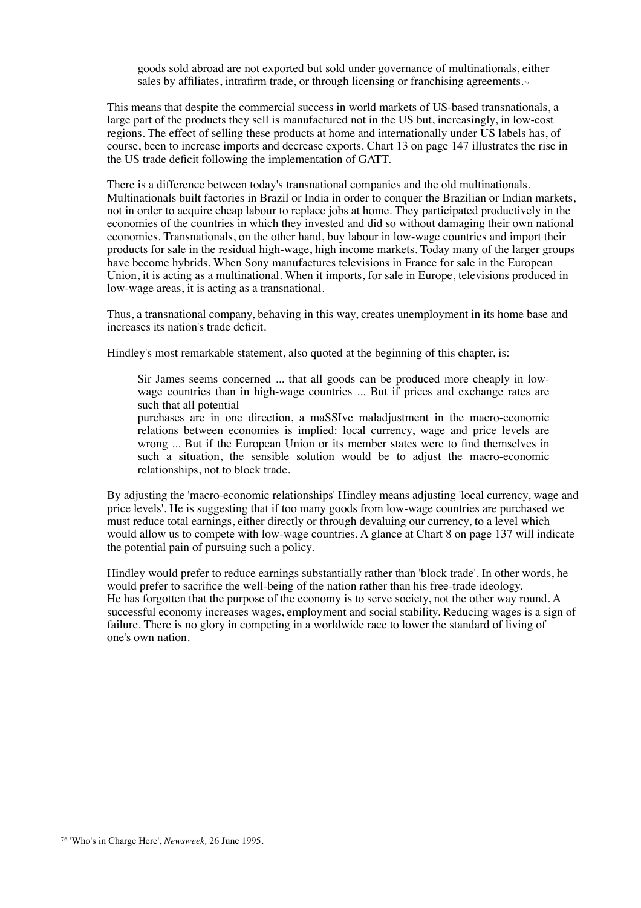> goods sold abroad are not exported but sold under governance of multinationals, either sales by affiliates, intrafirm trade, or through licensing or franchising agreements.[76]

This means that despite the commercial success in world markets of US-based transnationals, a large part of the products they sell is manufactured not in the US but, increasingly, in low-cost regions. The effect of selling these products at home and internationally under US labels has, of course, been to increase imports and decrease exports. Chart 13 on page 147 illustrates the rise in the US trade deficit following the implementation of GATT.

There is a difference between today's transnational companies and the old multinationals. Multinationals built factories in Brazil or India in order to conquer the Brazilian or Indian markets, not in order to acquire cheap labour to replace jobs at home. They participated productively in the economies of the countries in which they invested and did so without damaging their own national economies. Transnationals, on the other hand, buy labour in low-wage countries and import their products for sale in the residual high-wage, high income markets. Today many of the larger groups have become hybrids. When Sony manufactures televisions in France for sale in the European Union, it is acting as a multinational. When it imports, for sale in Europe, televisions produced in low-wage areas, it is acting as a transnational.

Thus, a transnational company, behaving in this way, creates unemployment in its home base and increases its nation's trade deficit.

Hindley's most remarkable statement, also quoted at the beginning of this chapter, is:

> Sir James seems concerned ... that all goods can be produced more cheaply in low-wage countries than in high-wage countries ... But if prices and exchange rates are such that all potential purchases are in one direction, a maSSIve maladjustment in the macro-economic relations between economies is implied: local currency, wage and price levels are wrong ... But if the European Union or its member states were to find themselves in such a situation, the sensible solution would be to adjust the macro-economic relationships, not to block trade.

By adjusting the 'macro-economic relationships' Hindley means adjusting 'local currency, wage and price levels'. He is suggesting that if too many goods from low-wage countries are purchased we must reduce total earnings, either directly or through devaluing our currency, to a level which would allow us to compete with low-wage countries. A glance at Chart 8 on page 137 will indicate the potential pain of pursuing such a policy.

Hindley would prefer to reduce earnings substantially rather than 'block trade'. In other words, he would prefer to sacrifice the well-being of the nation rather than his free-trade ideology. He has forgotten that the purpose of the economy is to serve society, not the other way round. A successful economy increases wages, employment and social stability. Reducing wages is a sign of failure. There is no glory in competing in a worldwide race to lower the standard of living of one's own nation.

---

[76] 'Who's in Charge Here', *Newsweek,* 26 June 1995.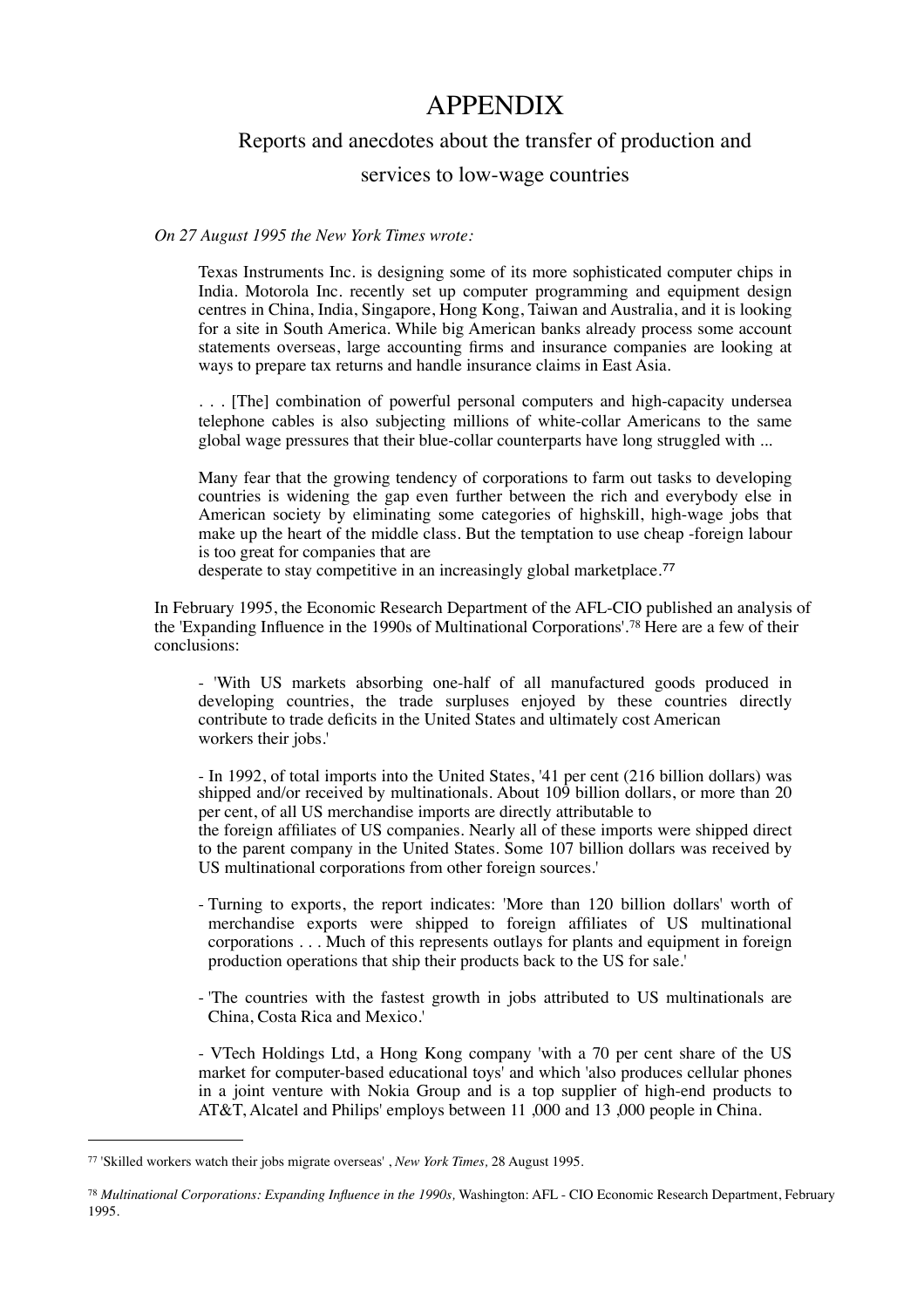# APPENDIX

## Reports and anecdotes about the transfer of production and services to low-wage countries

*On 27 August 1995 the New York Times wrote:*

> Texas Instruments Inc. is designing some of its more sophisticated computer chips in India. Motorola Inc. recently set up computer programming and equipment design centres in China, India, Singapore, Hong Kong, Taiwan and Australia, and it is looking for a site in South America. While big American banks already process some account statements overseas, large accounting firms and insurance companies are looking at ways to prepare tax returns and handle insurance claims in East Asia.
>
> . . . [The] combination of powerful personal computers and high-capacity undersea telephone cables is also subjecting millions of white-collar Americans to the same global wage pressures that their blue-collar counterparts have long struggled with ...
>
> Many fear that the growing tendency of corporations to farm out tasks to developing countries is widening the gap even further between the rich and everybody else in American society by eliminating some categories of highskill, high-wage jobs that make up the heart of the middle class. But the temptation to use cheap -foreign labour is too great for companies that are desperate to stay competitive in an increasingly global marketplace.[77]

In February 1995, the Economic Research Department of the AFL-CIO published an analysis of the 'Expanding Influence in the 1990s of Multinational Corporations'.[78] Here are a few of their conclusions:

> - 'With US markets absorbing one-half of all manufactured goods produced in developing countries, the trade surpluses enjoyed by these countries directly contribute to trade deficits in the United States and ultimately cost American workers their jobs.'
>
> - In 1992, of total imports into the United States, '41 per cent (216 billion dollars) was shipped and/or received by multinationals. About 109 billion dollars, or more than 20 per cent, of all US merchandise imports are directly attributable to the foreign affiliates of US companies. Nearly all of these imports were shipped direct to the parent company in the United States. Some 107 billion dollars was received by US multinational corporations from other foreign sources.'
>
> - Turning to exports, the report indicates: 'More than 120 billion dollars' worth of merchandise exports were shipped to foreign affiliates of US multinational corporations . . . Much of this represents outlays for plants and equipment in foreign production operations that ship their products back to the US for sale.'
>
> - 'The countries with the fastest growth in jobs attributed to US multinationals are China, Costa Rica and Mexico.'
>
> - VTech Holdings Ltd, a Hong Kong company 'with a 70 per cent share of the US market for computer-based educational toys' and which 'also produces cellular phones in a joint venture with Nokia Group and is a top supplier of high-end products to AT&T, Alcatel and Philips' employs between 11 ,000 and 13 ,000 people in China.

---

[77] 'Skilled workers watch their jobs migrate overseas' , *New York Times,* 28 August 1995.

[78] *Multinational Corporations: Expanding Influence in the 1990s,* Washington: AFL - CIO Economic Research Department, February 1995.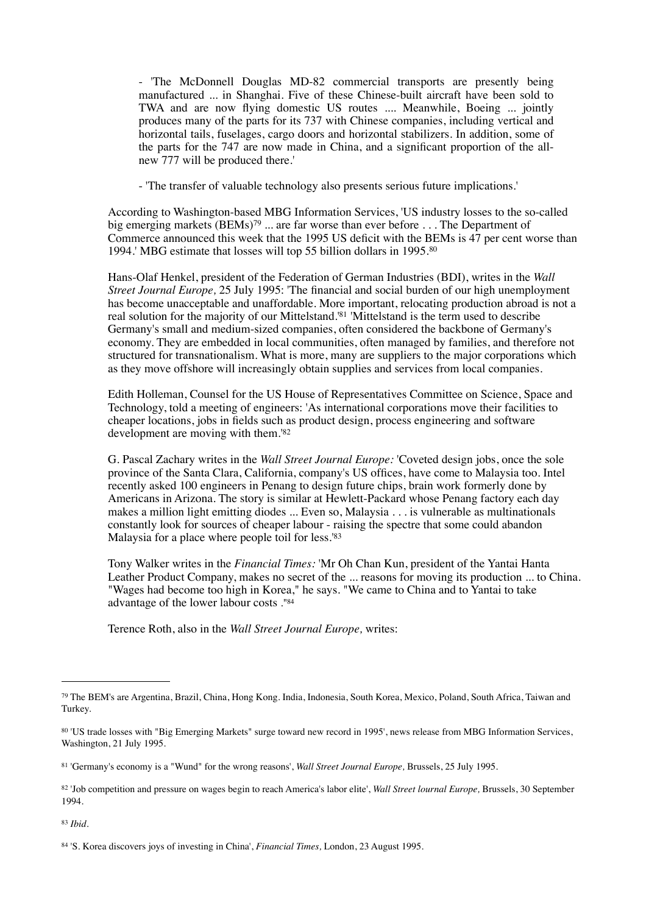- 'The McDonnell Douglas MD-82 commercial transports are presently being manufactured ... in Shanghai. Five of these Chinese-built aircraft have been sold to TWA and are now flying domestic US routes .... Meanwhile, Boeing ... jointly produces many of the parts for its 737 with Chinese companies, including vertical and horizontal tails, fuselages, cargo doors and horizontal stabilizers. In addition, some of the parts for the 747 are now made in China, and a significant proportion of the all-new 777 will be produced there.'

- 'The transfer of valuable technology also presents serious future implications.'

According to Washington-based MBG Information Services, 'US industry losses to the so-called big emerging markets (BEMs)[79] ... are far worse than ever before . . . The Department of Commerce announced this week that the 1995 US deficit with the BEMs is 47 per cent worse than 1994.' MBG estimate that losses will top 55 billion dollars in 1995.[80]

Hans-Olaf Henkel, president of the Federation of German Industries (BDI), writes in the *Wall Street Journal Europe,* 25 July 1995: 'The financial and social burden of our high unemployment has become unacceptable and unaffordable. More important, relocating production abroad is not a real solution for the majority of our Mittelstand.'[81] 'Mittelstand is the term used to describe Germany's small and medium-sized companies, often considered the backbone of Germany's economy. They are embedded in local communities, often managed by families, and therefore not structured for transnationalism. What is more, many are suppliers to the major corporations which as they move offshore will increasingly obtain supplies and services from local companies.

Edith Holleman, Counsel for the US House of Representatives Committee on Science, Space and Technology, told a meeting of engineers: 'As international corporations move their facilities to cheaper locations, jobs in fields such as product design, process engineering and software development are moving with them.'[82]

G. Pascal Zachary writes in the *Wall Street Journal Europe:* 'Coveted design jobs, once the sole province of the Santa Clara, California, company's US offices, have come to Malaysia too. Intel recently asked 100 engineers in Penang to design future chips, brain work formerly done by Americans in Arizona. The story is similar at Hewlett-Packard whose Penang factory each day makes a million light emitting diodes ... Even so, Malaysia . . . is vulnerable as multinationals constantly look for sources of cheaper labour - raising the spectre that some could abandon Malaysia for a place where people toil for less.'[83]

Tony Walker writes in the *Financial Times:* 'Mr Oh Chan Kun, president of the Yantai Hanta Leather Product Company, makes no secret of the ... reasons for moving its production ... to China. "Wages had become too high in Korea," he says. "We came to China and to Yantai to take advantage of the lower labour costs ."'[84]

Terence Roth, also in the *Wall Street Journal Europe,* writes:

---

[79] The BEM's are Argentina, Brazil, China, Hong Kong. India, Indonesia, South Korea, Mexico, Poland, South Africa, Taiwan and Turkey.

[80] 'US trade losses with "Big Emerging Markets" surge toward new record in 1995', news release from MBG Information Services, Washington, 21 July 1995.

[81] 'Germany's economy is a "Wund" for the wrong reasons', *Wall Street Journal Europe,* Brussels, 25 July 1995.

[82] 'Job competition and pressure on wages begin to reach America's labor elite', *Wall Street lournal Europe,* Brussels, 30 September 1994.

[83] *Ibid.*

[84] 'S. Korea discovers joys of investing in China', *Financial Times,* London, 23 August 1995.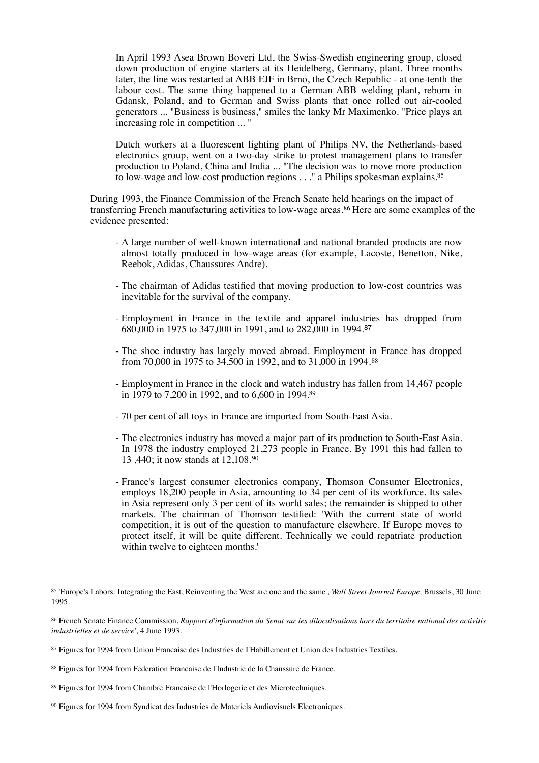> In April 1993 Asea Brown Boveri Ltd, the Swiss-Swedish engineering group, closed down production of engine starters at its Heidelberg, Germany, plant. Three months later, the line was restarted at ABB EJF in Brno, the Czech Republic - at one-tenth the labour cost. The same thing happened to a German ABB welding plant, reborn in Gdansk, Poland, and to German and Swiss plants that once rolled out air-cooled generators ... "Business is business," smiles the lanky Mr Maximenko. "Price plays an increasing role in competition ... "
>
> Dutch workers at a fluorescent lighting plant of Philips NV, the Netherlands-based electronics group, went on a two-day strike to protest management plans to transfer production to Poland, China and India ... "The decision was to move more production to low-wage and low-cost production regions . . ." a Philips spokesman explains.[85]

During 1993, the Finance Commission of the French Senate held hearings on the impact of transferring French manufacturing activities to low-wage areas.[86] Here are some examples of the evidence presented:

- A large number of well-known international and national branded products are now almost totally produced in low-wage areas (for example, Lacoste, Benetton, Nike, Reebok, Adidas, Chaussures Andre).
- The chairman of Adidas testified that moving production to low-cost countries was inevitable for the survival of the company.
- Employment in France in the textile and apparel industries has dropped from 680,000 in 1975 to 347,000 in 1991, and to 282,000 in 1994.[87]
- The shoe industry has largely moved abroad. Employment in France has dropped from 70,000 in 1975 to 34,500 in 1992, and to 31,000 in 1994.[88]
- Employment in France in the clock and watch industry has fallen from 14,467 people in 1979 to 7,200 in 1992, and to 6,600 in 1994.[89]
- 70 per cent of all toys in France are imported from South-East Asia.
- The electronics industry has moved a major part of its production to South-East Asia. In 1978 the industry employed 21,273 people in France. By 1991 this had fallen to 13 ,440; it now stands at 12,108.[90]
- France's largest consumer electronics company, Thomson Consumer Electronics, employs 18,200 people in Asia, amounting to 34 per cent of its workforce. Its sales in Asia represent only 3 per cent of its world sales; the remainder is shipped to other markets. The chairman of Thomson testified: 'With the current state of world competition, it is out of the question to manufacture elsewhere. If Europe moves to protect itself, it will be quite different. Technically we could repatriate production within twelve to eighteen months.'

---

[85] 'Europe's Labors: Integrating the East, Reinventing the West are one and the same', *Wall Street Journal Europe,* Brussels, 30 June 1995.

[86] French Senate Finance Commission, *Rapport d'information du Senat sur les dilocalisations hors du territoire national des activitis industrielles et de service',* 4 June 1993.

[87] Figures for 1994 from Union Francaise des Industries de I'Habillement et Union des Industries Textiles.

[88] Figures for 1994 from Federation Francaise de l'Industrie de la Chaussure de France.

[89] Figures for 1994 from Chambre Francaise de l'Horlogerie et des Microtechniques.

[90] Figures for 1994 from Syndicat des Industries de Materiels Audiovisuels Electroniques.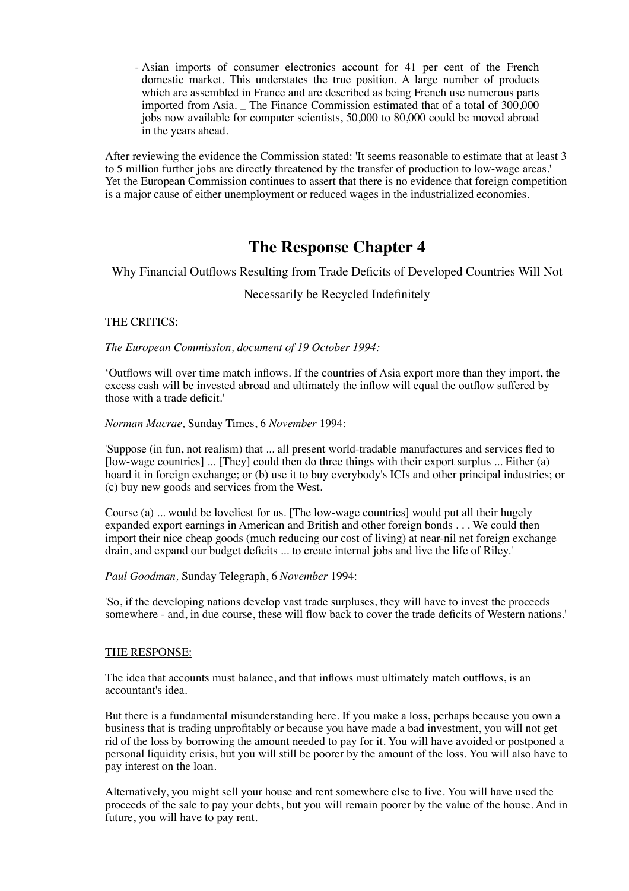- Asian imports of consumer electronics account for 41 per cent of the French domestic market. This understates the true position. A large number of products which are assembled in France and are described as being French use numerous parts imported from Asia. _ The Finance Commission estimated that of a total of 300,000 jobs now available for computer scientists, 50,000 to 80,000 could be moved abroad in the years ahead.

After reviewing the evidence the Commission stated: 'It seems reasonable to estimate that at least 3 to 5 million further jobs are directly threatened by the transfer of production to low-wage areas.' Yet the European Commission continues to assert that there is no evidence that foreign competition is a major cause of either unemployment or reduced wages in the industrialized economies.

# The Response Chapter 4

Why Financial Outflows Resulting from Trade Deficits of Developed Countries Will Not Necessarily be Recycled Indefinitely

THE CRITICS:

*The European Commission, document of 19 October 1994:*

'Outflows will over time match inflows. If the countries of Asia export more than they import, the excess cash will be invested abroad and ultimately the inflow will equal the outflow suffered by those with a trade deficit.'

*Norman Macrae,* Sunday Times, 6 *November* 1994:

'Suppose (in fun, not realism) that ... all present world-tradable manufactures and services fled to [low-wage countries] ... [They] could then do three things with their export surplus ... Either (a) hoard it in foreign exchange; or (b) use it to buy everybody's ICIs and other principal industries; or (c) buy new goods and services from the West.

Course (a) ... would be loveliest for us. [The low-wage countries] would put all their hugely expanded export earnings in American and British and other foreign bonds . . . We could then import their nice cheap goods (much reducing our cost of living) at near-nil net foreign exchange drain, and expand our budget deficits ... to create internal jobs and live the life of Riley.'

*Paul Goodman,* Sunday Telegraph, 6 *November* 1994:

'So, if the developing nations develop vast trade surpluses, they will have to invest the proceeds somewhere - and, in due course, these will flow back to cover the trade deficits of Western nations.'

THE RESPONSE:

The idea that accounts must balance, and that inflows must ultimately match outflows, is an accountant's idea.

But there is a fundamental misunderstanding here. If you make a loss, perhaps because you own a business that is trading unprofitably or because you have made a bad investment, you will not get rid of the loss by borrowing the amount needed to pay for it. You will have avoided or postponed a personal liquidity crisis, but you will still be poorer by the amount of the loss. You will also have to pay interest on the loan.

Alternatively, you might sell your house and rent somewhere else to live. You will have used the proceeds of the sale to pay your debts, but you will remain poorer by the value of the house. And in future, you will have to pay rent.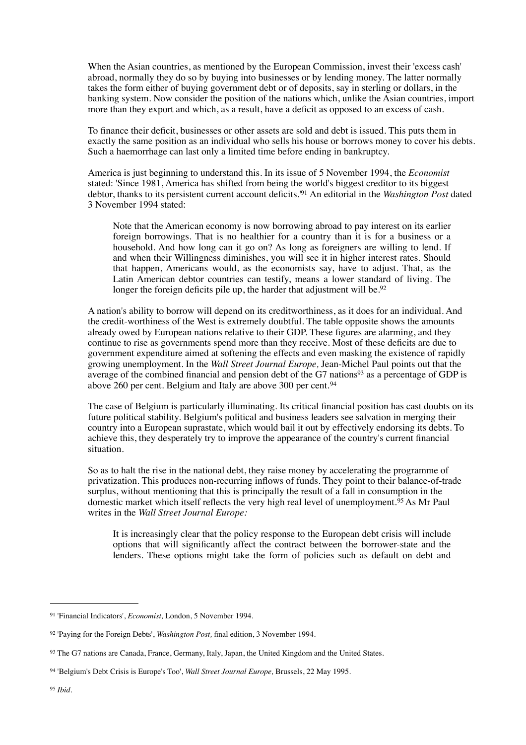When the Asian countries, as mentioned by the European Commission, invest their 'excess cash' abroad, normally they do so by buying into businesses or by lending money. The latter normally takes the form either of buying government debt or of deposits, say in sterling or dollars, in the banking system. Now consider the position of the nations which, unlike the Asian countries, import more than they export and which, as a result, have a deficit as opposed to an excess of cash.

To finance their deficit, businesses or other assets are sold and debt is issued. This puts them in exactly the same position as an individual who sells his house or borrows money to cover his debts. Such a haemorrhage can last only a limited time before ending in bankruptcy.

America is just beginning to understand this. In its issue of 5 November 1994, the *Economist* stated: 'Since 1981, America has shifted from being the world's biggest creditor to its biggest debtor, thanks to its persistent current account deficits.'[91] An editorial in the *Washington Post* dated 3 November 1994 stated:

> Note that the American economy is now borrowing abroad to pay interest on its earlier foreign borrowings. That is no healthier for a country than it is for a business or a household. And how long can it go on? As long as foreigners are willing to lend. If and when their Willingness diminishes, you will see it in higher interest rates. Should that happen, Americans would, as the economists say, have to adjust. That, as the Latin American debtor countries can testify, means a lower standard of living. The longer the foreign deficits pile up, the harder that adjustment will be.[92]

A nation's ability to borrow will depend on its creditworthiness, as it does for an individual. And the credit-worthiness of the West is extremely doubtful. The table opposite shows the amounts already owed by European nations relative to their GDP. These figures are alarming, and they continue to rise as governments spend more than they receive. Most of these deficits are due to government expenditure aimed at softening the effects and even masking the existence of rapidly growing unemployment. In the *Wall Street Journal Europe,* Jean-Michel Paul points out that the average of the combined financial and pension debt of the G7 nations[93] as a percentage of GDP is above 260 per cent. Belgium and Italy are above 300 per cent.[94]

The case of Belgium is particularly illuminating. Its critical financial position has cast doubts on its future political stability. Belgium's political and business leaders see salvation in merging their country into a European suprastate, which would bail it out by effectively endorsing its debts. To achieve this, they desperately try to improve the appearance of the country's current financial situation.

So as to halt the rise in the national debt, they raise money by accelerating the programme of privatization. This produces non-recurring inflows of funds. They point to their balance-of-trade surplus, without mentioning that this is principally the result of a fall in consumption in the domestic market which itself reflects the very high real level of unemployment.[95] As Mr Paul writes in the *Wall Street Journal Europe:*

> It is increasingly clear that the policy response to the European debt crisis will include options that will significantly affect the contract between the borrower-state and the lenders. These options might take the form of policies such as default on debt and

---

[91] 'Financial Indicators', *Economist,* London, 5 November 1994.

[92] 'Paying for the Foreign Debts', *Washington Post,* final edition, 3 November 1994.

[93] The G7 nations are Canada, France, Germany, Italy, Japan, the United Kingdom and the United States.

[94] 'Belgium's Debt Crisis is Europe's Too', *Wall Street Journal Europe,* Brussels, 22 May 1995.

[95] *Ibid.*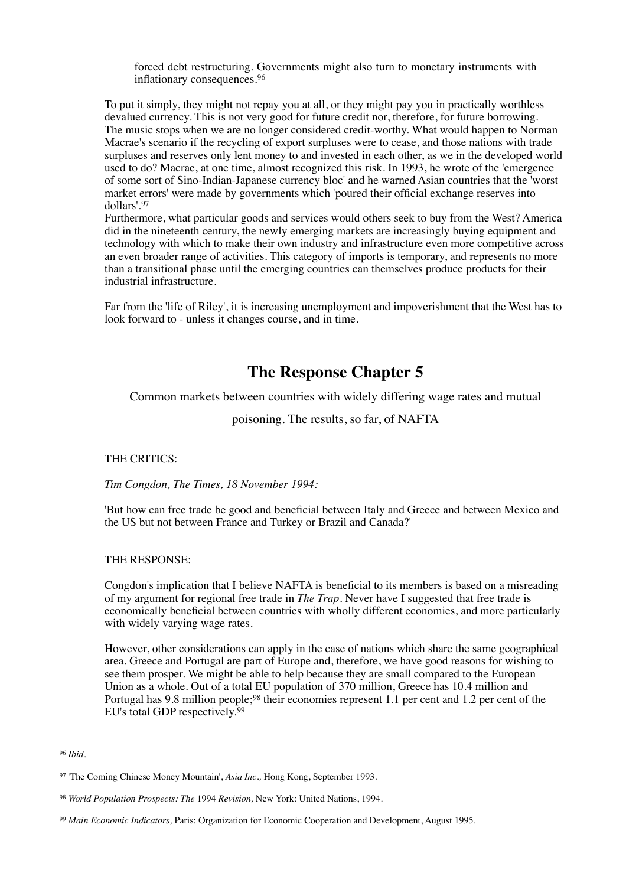forced debt restructuring. Governments might also turn to monetary instruments with inflationary consequences.[96]

To put it simply, they might not repay you at all, or they might pay you in practically worthless devalued currency. This is not very good for future credit nor, therefore, for future borrowing. The music stops when we are no longer considered credit-worthy. What would happen to Norman Macrae's scenario if the recycling of export surpluses were to cease, and those nations with trade surpluses and reserves only lent money to and invested in each other, as we in the developed world used to do? Macrae, at one time, almost recognized this risk. In 1993, he wrote of the 'emergence of some sort of Sino-Indian-Japanese currency bloc' and he warned Asian countries that the 'worst market errors' were made by governments which 'poured their official exchange reserves into dollars'.[97]

Furthermore, what particular goods and services would others seek to buy from the West? America did in the nineteenth century, the newly emerging markets are increasingly buying equipment and technology with which to make their own industry and infrastructure even more competitive across an even broader range of activities. This category of imports is temporary, and represents no more than a transitional phase until the emerging countries can themselves produce products for their industrial infrastructure.

Far from the 'life of Riley', it is increasing unemployment and impoverishment that the West has to look forward to - unless it changes course, and in time.

## The Response Chapter 5

Common markets between countries with widely differing wage rates and mutual poisoning. The results, so far, of NAFTA

THE CRITICS:

*Tim Congdon, The Times, 18 November 1994:*

'But how can free trade be good and beneficial between Italy and Greece and between Mexico and the US but not between France and Turkey or Brazil and Canada?'

THE RESPONSE:

Congdon's implication that I believe NAFTA is beneficial to its members is based on a misreading of my argument for regional free trade in *The Trap*. Never have I suggested that free trade is economically beneficial between countries with wholly different economies, and more particularly with widely varying wage rates.

However, other considerations can apply in the case of nations which share the same geographical area. Greece and Portugal are part of Europe and, therefore, we have good reasons for wishing to see them prosper. We might be able to help because they are small compared to the European Union as a whole. Out of a total EU population of 370 million, Greece has 10.4 million and Portugal has 9.8 million people;[98] their economies represent 1.1 per cent and 1.2 per cent of the EU's total GDP respectively.[99]

---

[96] *Ibid*.

[97] 'The Coming Chinese Money Mountain', *Asia Inc.,* Hong Kong, September 1993.

[98] *World Population Prospects: The* 1994 *Revision,* New York: United Nations, 1994.

[99] *Main Economic Indicators,* Paris: Organization for Economic Cooperation and Development, August 1995.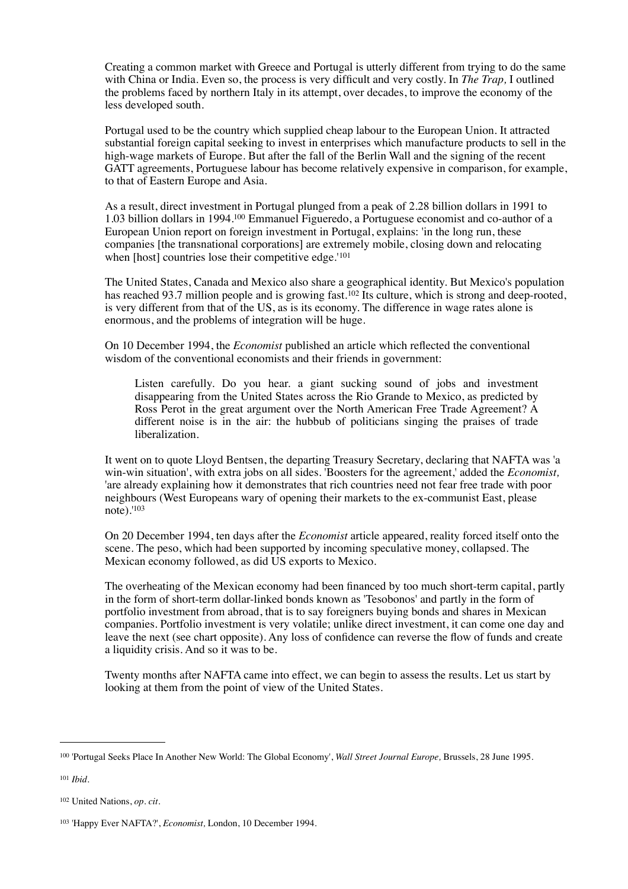Creating a common market with Greece and Portugal is utterly different from trying to do the same with China or India. Even so, the process is very difficult and very costly. In *The Trap,* I outlined the problems faced by northern Italy in its attempt, over decades, to improve the economy of the less developed south.

Portugal used to be the country which supplied cheap labour to the European Union. It attracted substantial foreign capital seeking to invest in enterprises which manufacture products to sell in the high-wage markets of Europe. But after the fall of the Berlin Wall and the signing of the recent GATT agreements, Portuguese labour has become relatively expensive in comparison, for example, to that of Eastern Europe and Asia.

As a result, direct investment in Portugal plunged from a peak of 2.28 billion dollars in 1991 to 1.03 billion dollars in 1994.[100] Emmanuel Figueredo, a Portuguese economist and co-author of a European Union report on foreign investment in Portugal, explains: 'in the long run, these companies [the transnational corporations] are extremely mobile, closing down and relocating when [host] countries lose their competitive edge.'[101]

The United States, Canada and Mexico also share a geographical identity. But Mexico's population has reached 93.7 million people and is growing fast.[102] Its culture, which is strong and deep-rooted, is very different from that of the US, as is its economy. The difference in wage rates alone is enormous, and the problems of integration will be huge.

On 10 December 1994, the *Economist* published an article which reflected the conventional wisdom of the conventional economists and their friends in government:

> Listen carefully. Do you hear. a giant sucking sound of jobs and investment disappearing from the United States across the Rio Grande to Mexico, as predicted by Ross Perot in the great argument over the North American Free Trade Agreement? A different noise is in the air: the hubbub of politicians singing the praises of trade liberalization.

It went on to quote Lloyd Bentsen, the departing Treasury Secretary, declaring that NAFTA was 'a win-win situation', with extra jobs on all sides. 'Boosters for the agreement,' added the *Economist,* 'are already explaining how it demonstrates that rich countries need not fear free trade with poor neighbours (West Europeans wary of opening their markets to the ex-communist East, please note).'[103]

On 20 December 1994, ten days after the *Economist* article appeared, reality forced itself onto the scene. The peso, which had been supported by incoming speculative money, collapsed. The Mexican economy followed, as did US exports to Mexico.

The overheating of the Mexican economy had been financed by too much short-term capital, partly in the form of short-term dollar-linked bonds known as 'Tesobonos' and partly in the form of portfolio investment from abroad, that is to say foreigners buying bonds and shares in Mexican companies. Portfolio investment is very volatile; unlike direct investment, it can come one day and leave the next (see chart opposite). Any loss of confidence can reverse the flow of funds and create a liquidity crisis. And so it was to be.

Twenty months after NAFTA came into effect, we can begin to assess the results. Let us start by looking at them from the point of view of the United States.

---

[100] 'Portugal Seeks Place In Another New World: The Global Economy', *Wall Street Journal Europe,* Brussels, 28 June 1995.

[101] *Ibid.*

[102] United Nations, *op. cit.*

[103] 'Happy Ever NAFTA?', *Economist,* London, 10 December 1994.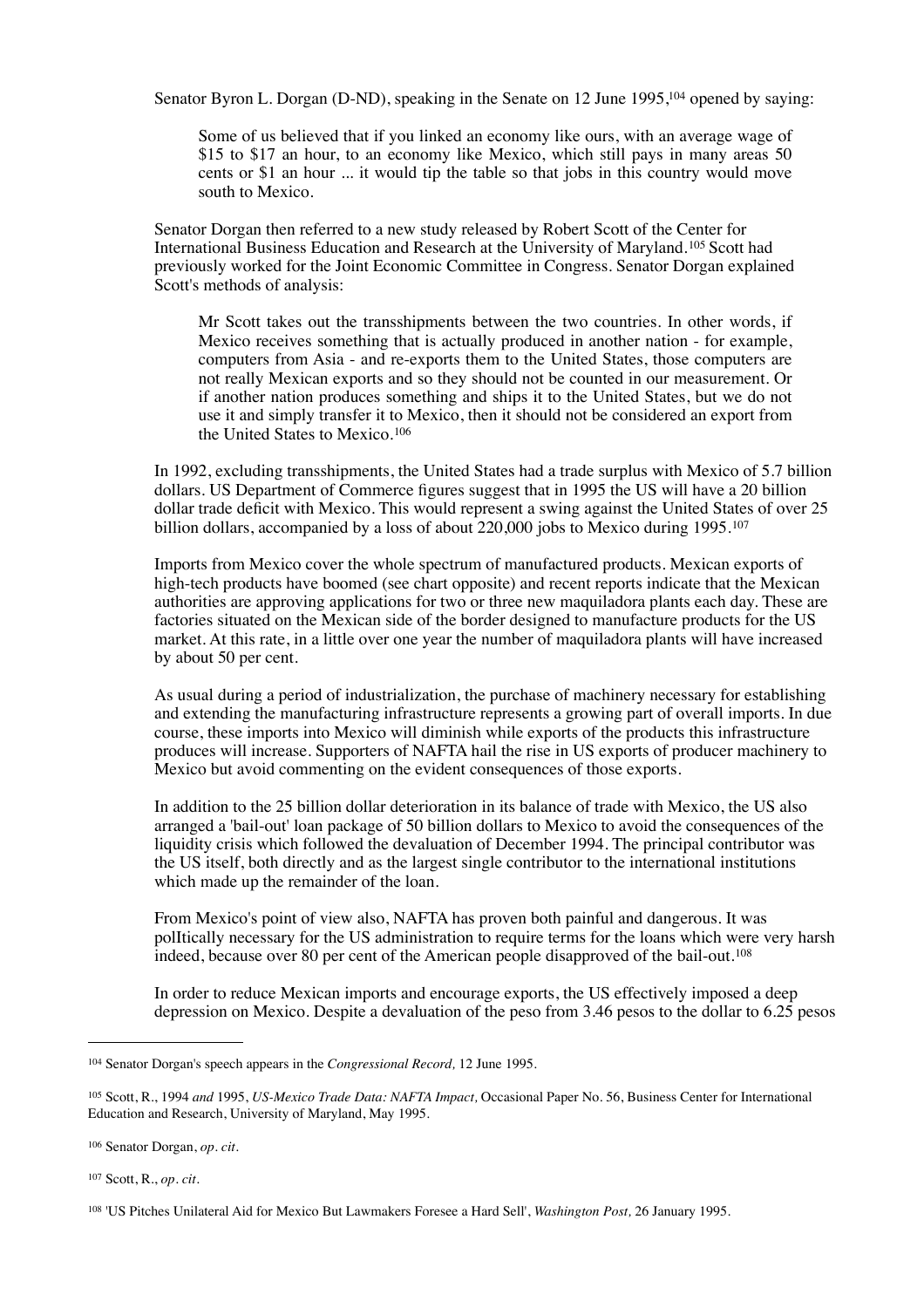Senator Byron L. Dorgan (D-ND), speaking in the Senate on 12 June 1995,[104] opened by saying:

> Some of us believed that if you linked an economy like ours, with an average wage of $15 to $17 an hour, to an economy like Mexico, which still pays in many areas 50 cents or $1 an hour ... it would tip the table so that jobs in this country would move south to Mexico.

Senator Dorgan then referred to a new study released by Robert Scott of the Center for International Business Education and Research at the University of Maryland.[105] Scott had previously worked for the Joint Economic Committee in Congress. Senator Dorgan explained Scott's methods of analysis:

> Mr Scott takes out the transshipments between the two countries. In other words, if Mexico receives something that is actually produced in another nation - for example, computers from Asia - and re-exports them to the United States, those computers are not really Mexican exports and so they should not be counted in our measurement. Or if another nation produces something and ships it to the United States, but we do not use it and simply transfer it to Mexico, then it should not be considered an export from the United States to Mexico.[106]

In 1992, excluding transshipments, the United States had a trade surplus with Mexico of 5.7 billion dollars. US Department of Commerce figures suggest that in 1995 the US will have a 20 billion dollar trade deficit with Mexico. This would represent a swing against the United States of over 25 billion dollars, accompanied by a loss of about 220,000 jobs to Mexico during 1995.[107]

Imports from Mexico cover the whole spectrum of manufactured products. Mexican exports of high-tech products have boomed (see chart opposite) and recent reports indicate that the Mexican authorities are approving applications for two or three new maquiladora plants each day. These are factories situated on the Mexican side of the border designed to manufacture products for the US market. At this rate, in a little over one year the number of maquiladora plants will have increased by about 50 per cent.

As usual during a period of industrialization, the purchase of machinery necessary for establishing and extending the manufacturing infrastructure represents a growing part of overall imports. In due course, these imports into Mexico will diminish while exports of the products this infrastructure produces will increase. Supporters of NAFTA hail the rise in US exports of producer machinery to Mexico but avoid commenting on the evident consequences of those exports.

In addition to the 25 billion dollar deterioration in its balance of trade with Mexico, the US also arranged a 'bail-out' loan package of 50 billion dollars to Mexico to avoid the consequences of the liquidity crisis which followed the devaluation of December 1994. The principal contributor was the US itself, both directly and as the largest single contributor to the international institutions which made up the remainder of the loan.

From Mexico's point of view also, NAFTA has proven both painful and dangerous. It was polItically necessary for the US administration to require terms for the loans which were very harsh indeed, because over 80 per cent of the American people disapproved of the bail-out.[108]

In order to reduce Mexican imports and encourage exports, the US effectively imposed a deep depression on Mexico. Despite a devaluation of the peso from 3.46 pesos to the dollar to 6.25 pesos

---

[104] Senator Dorgan's speech appears in the *Congressional Record,* 12 June 1995.

[105] Scott, R., 1994 *and* 1995, *US-Mexico Trade Data: NAFTA Impact,* Occasional Paper No. 56, Business Center for International Education and Research, University of Maryland, May 1995.

[106] Senator Dorgan, *op. cit.*

[107] Scott, R., *op. cit.*

[108] 'US Pitches Unilateral Aid for Mexico But Lawmakers Foresee a Hard Sell', *Washington Post,* 26 January 1995.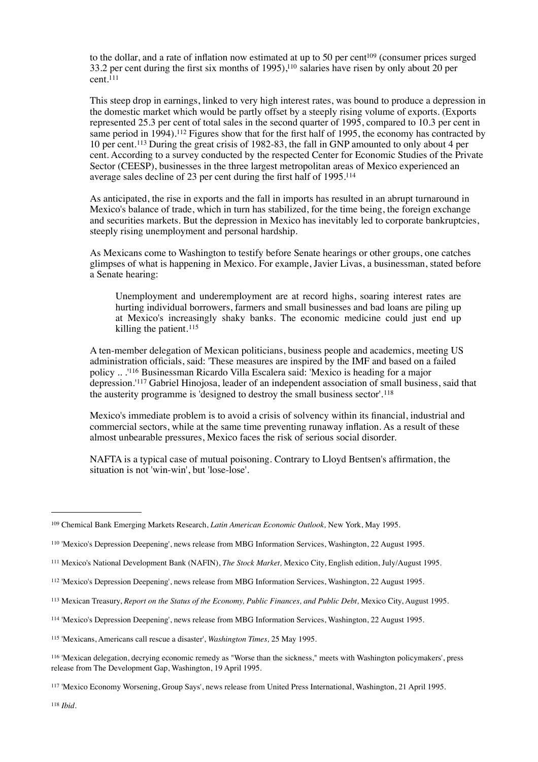to the dollar, and a rate of inflation now estimated at up to 50 per cent[109] (consumer prices surged 33.2 per cent during the first six months of 1995),[110] salaries have risen by only about 20 per cent.[111]

This steep drop in earnings, linked to very high interest rates, was bound to produce a depression in the domestic market which would be partly offset by a steeply rising volume of exports. (Exports represented 25.3 per cent of total sales in the second quarter of 1995, compared to 10.3 per cent in same period in 1994).[112] Figures show that for the first half of 1995, the economy has contracted by 10 per cent.[113] During the great crisis of 1982-83, the fall in GNP amounted to only about 4 per cent. According to a survey conducted by the respected Center for Economic Studies of the Private Sector (CEESP), businesses in the three largest metropolitan areas of Mexico experienced an average sales decline of 23 per cent during the first half of 1995.[114]

As anticipated, the rise in exports and the fall in imports has resulted in an abrupt turnaround in Mexico's balance of trade, which in turn has stabilized, for the time being, the foreign exchange and securities markets. But the depression in Mexico has inevitably led to corporate bankruptcies, steeply rising unemployment and personal hardship.

As Mexicans come to Washington to testify before Senate hearings or other groups, one catches glimpses of what is happening in Mexico. For example, Javier Livas, a businessman, stated before a Senate hearing:

> Unemployment and underemployment are at record highs, soaring interest rates are hurting individual borrowers, farmers and small businesses and bad loans are piling up at Mexico's increasingly shaky banks. The economic medicine could just end up killing the patient.[115]

A ten-member delegation of Mexican politicians, business people and academics, meeting US administration officials, said: 'These measures are inspired by the IMF and based on a failed policy .. .'[116] Businessman Ricardo Villa Escalera said: 'Mexico is heading for a major depression.'[117] Gabriel Hinojosa, leader of an independent association of small business, said that the austerity programme is 'designed to destroy the small business sector'.[118]

Mexico's immediate problem is to avoid a crisis of solvency within its financial, industrial and commercial sectors, while at the same time preventing runaway inflation. As a result of these almost unbearable pressures, Mexico faces the risk of serious social disorder.

NAFTA is a typical case of mutual poisoning. Contrary to Lloyd Bentsen's affirmation, the situation is not 'win-win', but 'lose-lose'.

---

[109] Chemical Bank Emerging Markets Research, *Latin American Economic Outlook,* New York, May 1995.

[110] 'Mexico's Depression Deepening', news release from MBG Information Services, Washington, 22 August 1995.

[111] Mexico's National Development Bank (NAFIN), *The Stock Market,* Mexico City, English edition, July/August 1995.

[112] 'Mexico's Depression Deepening', news release from MBG Information Services, Washington, 22 August 1995.

[113] Mexican Treasury, *Report on the Status of the Economy, Public Finances, and Public Debt,* Mexico City, August 1995.

[114] 'Mexico's Depression Deepening', news release from MBG Information Services, Washington, 22 August 1995.

[115] 'Mexicans, Americans call rescue a disaster', *Washington Times,* 25 May 1995.

[116] 'Mexican delegation, decrying economic remedy as "Worse than the sickness," meets with Washington policymakers', press release from The Development Gap, Washington, 19 April 1995.

[117] 'Mexico Economy Worsening, Group Says', news release from United Press International, Washington, 21 April 1995.

[118] *Ibid.*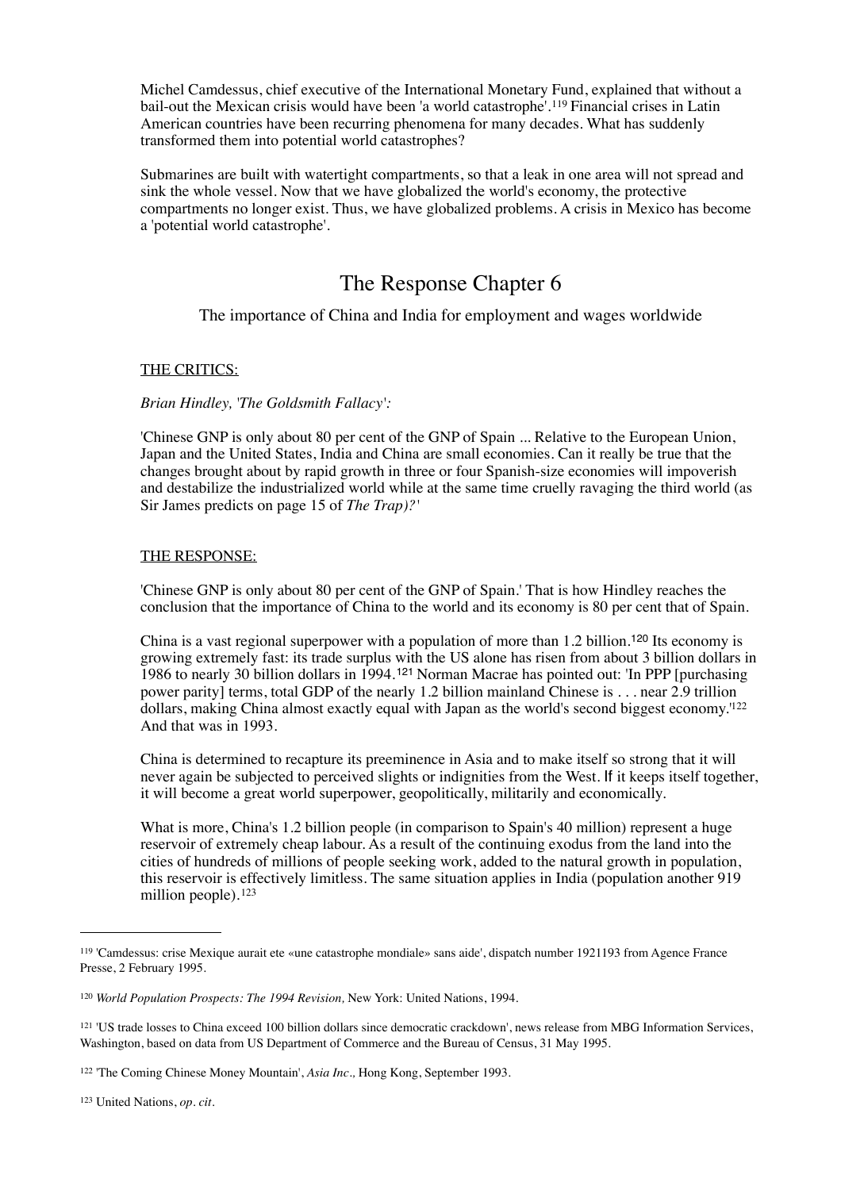Michel Camdessus, chief executive of the International Monetary Fund, explained that without a bail-out the Mexican crisis would have been 'a world catastrophe'.[119] Financial crises in Latin American countries have been recurring phenomena for many decades. What has suddenly transformed them into potential world catastrophes?

Submarines are built with watertight compartments, so that a leak in one area will not spread and sink the whole vessel. Now that we have globalized the world's economy, the protective compartments no longer exist. Thus, we have globalized problems. A crisis in Mexico has become a 'potential world catastrophe'.

## The Response Chapter 6

The importance of China and India for employment and wages worldwide

THE CRITICS:

*Brian Hindley, 'The Goldsmith Fallacy':*

'Chinese GNP is only about 80 per cent of the GNP of Spain ... Relative to the European Union, Japan and the United States, India and China are small economies. Can it really be true that the changes brought about by rapid growth in three or four Spanish-size economies will impoverish and destabilize the industrialized world while at the same time cruelly ravaging the third world (as Sir James predicts on page 15 of *The Trap)?'*

THE RESPONSE:

'Chinese GNP is only about 80 per cent of the GNP of Spain.' That is how Hindley reaches the conclusion that the importance of China to the world and its economy is 80 per cent that of Spain.

China is a vast regional superpower with a population of more than 1.2 billion.[120] Its economy is growing extremely fast: its trade surplus with the US alone has risen from about 3 billion dollars in 1986 to nearly 30 billion dollars in 1994.[121] Norman Macrae has pointed out: 'In PPP [purchasing power parity] terms, total GDP of the nearly 1.2 billion mainland Chinese is . . . near 2.9 trillion dollars, making China almost exactly equal with Japan as the world's second biggest economy.'[122] And that was in 1993.

China is determined to recapture its preeminence in Asia and to make itself so strong that it will never again be subjected to perceived slights or indignities from the West. If it keeps itself together, it will become a great world superpower, geopolitically, militarily and economically.

What is more, China's 1.2 billion people (in comparison to Spain's 40 million) represent a huge reservoir of extremely cheap labour. As a result of the continuing exodus from the land into the cities of hundreds of millions of people seeking work, added to the natural growth in population, this reservoir is effectively limitless. The same situation applies in India (population another 919 million people).[123]

---

[119] 'Camdessus: crise Mexique aurait ete «une catastrophe mondiale» sans aide', dispatch number 1921193 from Agence France Presse, 2 February 1995.

[120] *World Population Prospects: The 1994 Revision,* New York: United Nations, 1994.

[121] 'US trade losses to China exceed 100 billion dollars since democratic crackdown', news release from MBG Information Services, Washington, based on data from US Department of Commerce and the Bureau of Census, 31 May 1995.

[122] 'The Coming Chinese Money Mountain', *Asia Inc.,* Hong Kong, September 1993.

[123] United Nations, *op. cit.*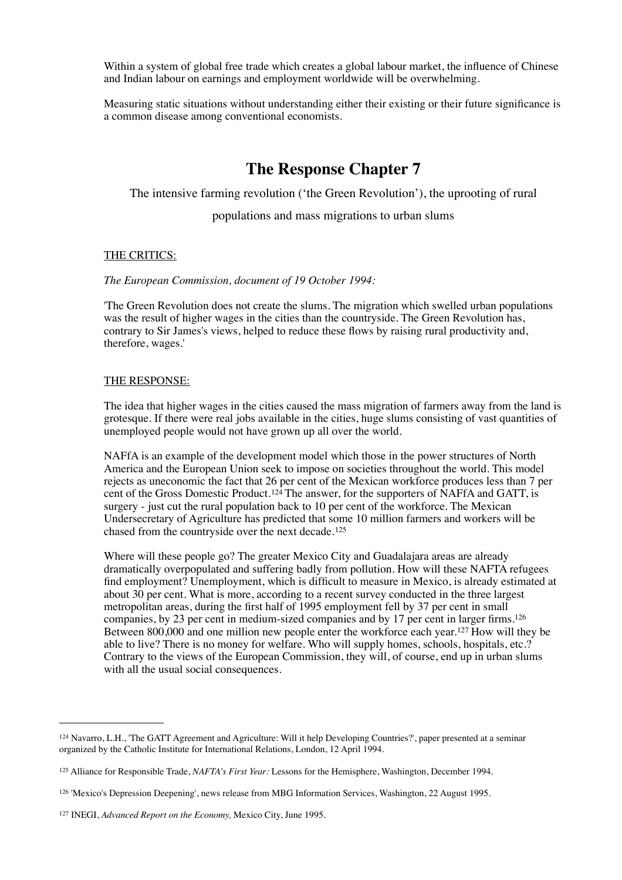Within a system of global free trade which creates a global labour market, the influence of Chinese and Indian labour on earnings and employment worldwide will be overwhelming.

Measuring static situations without understanding either their existing or their future significance is a common disease among conventional economists.

## The Response Chapter 7

The intensive farming revolution ('the Green Revolution'), the uprooting of rural populations and mass migrations to urban slums

THE CRITICS:

*The European Commission, document of 19 October 1994:*

'The Green Revolution does not create the slums. The migration which swelled urban populations was the result of higher wages in the cities than the countryside. The Green Revolution has, contrary to Sir James's views, helped to reduce these flows by raising rural productivity and, therefore, wages.'

THE RESPONSE:

The idea that higher wages in the cities caused the mass migration of farmers away from the land is grotesque. If there were real jobs available in the cities, huge slums consisting of vast quantities of unemployed people would not have grown up all over the world.

NAFfA is an example of the development model which those in the power structures of North America and the European Union seek to impose on societies throughout the world. This model rejects as uneconomic the fact that 26 per cent of the Mexican workforce produces less than 7 per cent of the Gross Domestic Product.[124] The answer, for the supporters of NAFfA and GATT, is surgery - just cut the rural population back to 10 per cent of the workforce. The Mexican Undersecretary of Agriculture has predicted that some 10 million farmers and workers will be chased from the countryside over the next decade.[125]

Where will these people go? The greater Mexico City and Guadalajara areas are already dramatically overpopulated and suffering badly from pollution. How will these NAFTA refugees find employment? Unemployment, which is difficult to measure in Mexico, is already estimated at about 30 per cent. What is more, according to a recent survey conducted in the three largest metropolitan areas, during the first half of 1995 employment fell by 37 per cent in small companies, by 23 per cent in medium-sized companies and by 17 per cent in larger firms.[126] Between 800,000 and one million new people enter the workforce each year.[127] How will they be able to live? There is no money for welfare. Who will supply homes, schools, hospitals, etc.? Contrary to the views of the European Commission, they will, of course, end up in urban slums with all the usual social consequences.

---

[124] Navarro, L.H., 'The GATT Agreement and Agriculture: Will it help Developing Countries?', paper presented at a seminar organized by the Catholic Institute for International Relations, London, 12 April 1994.

[125] Alliance for Responsible Trade, *NAFTA's First Year:* Lessons for the Hemisphere, Washington, December 1994.

[126] 'Mexico's Depression Deepening', news release from MBG Information Services, Washington, 22 August 1995.

[127] INEGI, *Advanced Report on the Economy,* Mexico City, June 1995.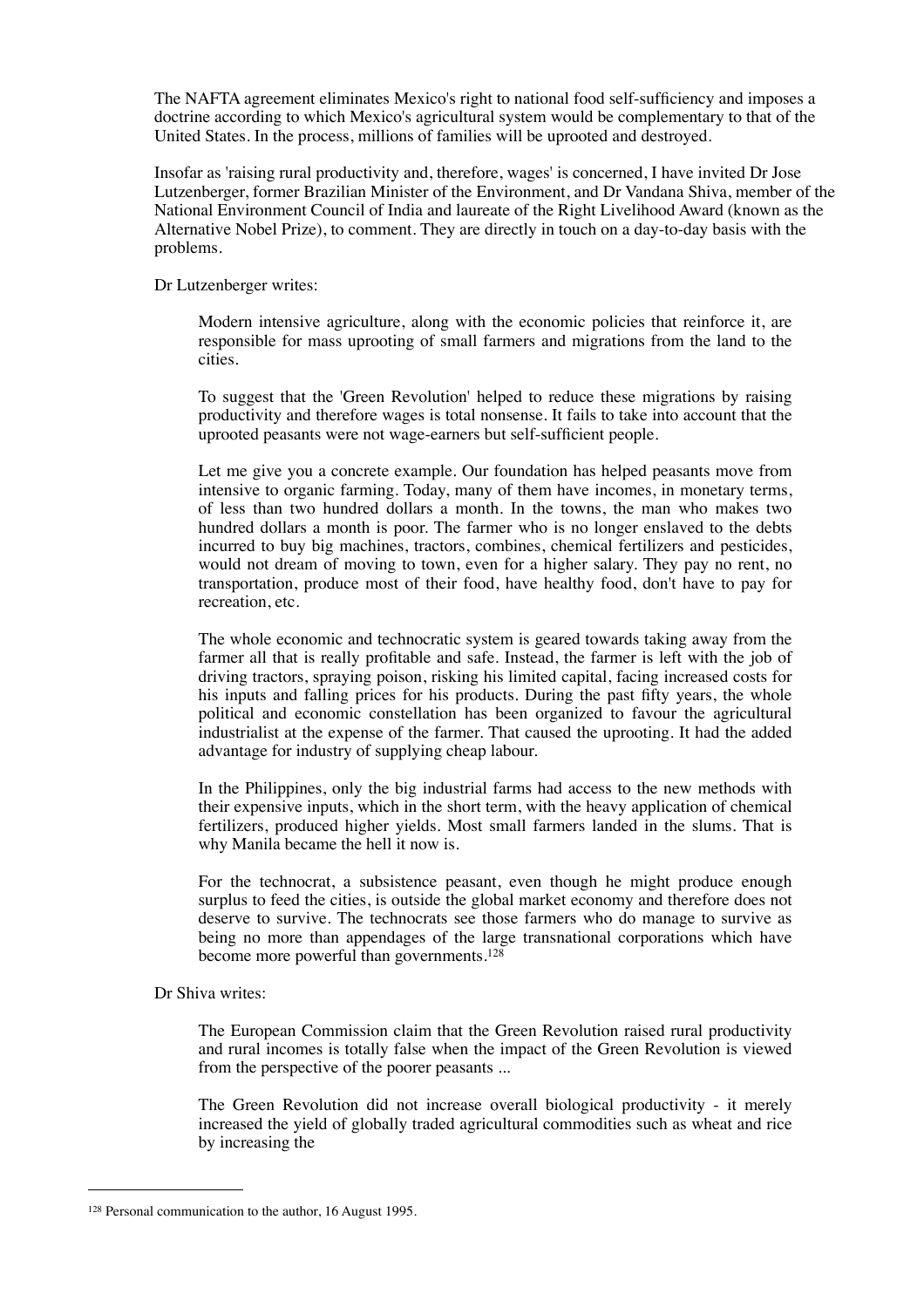The NAFTA agreement eliminates Mexico's right to national food self-sufficiency and imposes a doctrine according to which Mexico's agricultural system would be complementary to that of the United States. In the process, millions of families will be uprooted and destroyed.

Insofar as 'raising rural productivity and, therefore, wages' is concerned, I have invited Dr Jose Lutzenberger, former Brazilian Minister of the Environment, and Dr Vandana Shiva, member of the National Environment Council of India and laureate of the Right Livelihood Award (known as the Alternative Nobel Prize), to comment. They are directly in touch on a day-to-day basis with the problems.

Dr Lutzenberger writes:

> Modern intensive agriculture, along with the economic policies that reinforce it, are responsible for mass uprooting of small farmers and migrations from the land to the cities.
>
> To suggest that the 'Green Revolution' helped to reduce these migrations by raising productivity and therefore wages is total nonsense. It fails to take into account that the uprooted peasants were not wage-earners but self-sufficient people.
>
> Let me give you a concrete example. Our foundation has helped peasants move from intensive to organic farming. Today, many of them have incomes, in monetary terms, of less than two hundred dollars a month. In the towns, the man who makes two hundred dollars a month is poor. The farmer who is no longer enslaved to the debts incurred to buy big machines, tractors, combines, chemical fertilizers and pesticides, would not dream of moving to town, even for a higher salary. They pay no rent, no transportation, produce most of their food, have healthy food, don't have to pay for recreation, etc.
>
> The whole economic and technocratic system is geared towards taking away from the farmer all that is really profitable and safe. Instead, the farmer is left with the job of driving tractors, spraying poison, risking his limited capital, facing increased costs for his inputs and falling prices for his products. During the past fifty years, the whole political and economic constellation has been organized to favour the agricultural industrialist at the expense of the farmer. That caused the uprooting. It had the added advantage for industry of supplying cheap labour.
>
> In the Philippines, only the big industrial farms had access to the new methods with their expensive inputs, which in the short term, with the heavy application of chemical fertilizers, produced higher yields. Most small farmers landed in the slums. That is why Manila became the hell it now is.
>
> For the technocrat, a subsistence peasant, even though he might produce enough surplus to feed the cities, is outside the global market economy and therefore does not deserve to survive. The technocrats see those farmers who do manage to survive as being no more than appendages of the large transnational corporations which have become more powerful than governments.[128]

Dr Shiva writes:

> The European Commission claim that the Green Revolution raised rural productivity and rural incomes is totally false when the impact of the Green Revolution is viewed from the perspective of the poorer peasants ...
>
> The Green Revolution did not increase overall biological productivity - it merely increased the yield of globally traded agricultural commodities such as wheat and rice by increasing the

---

[128] Personal communication to the author, 16 August 1995.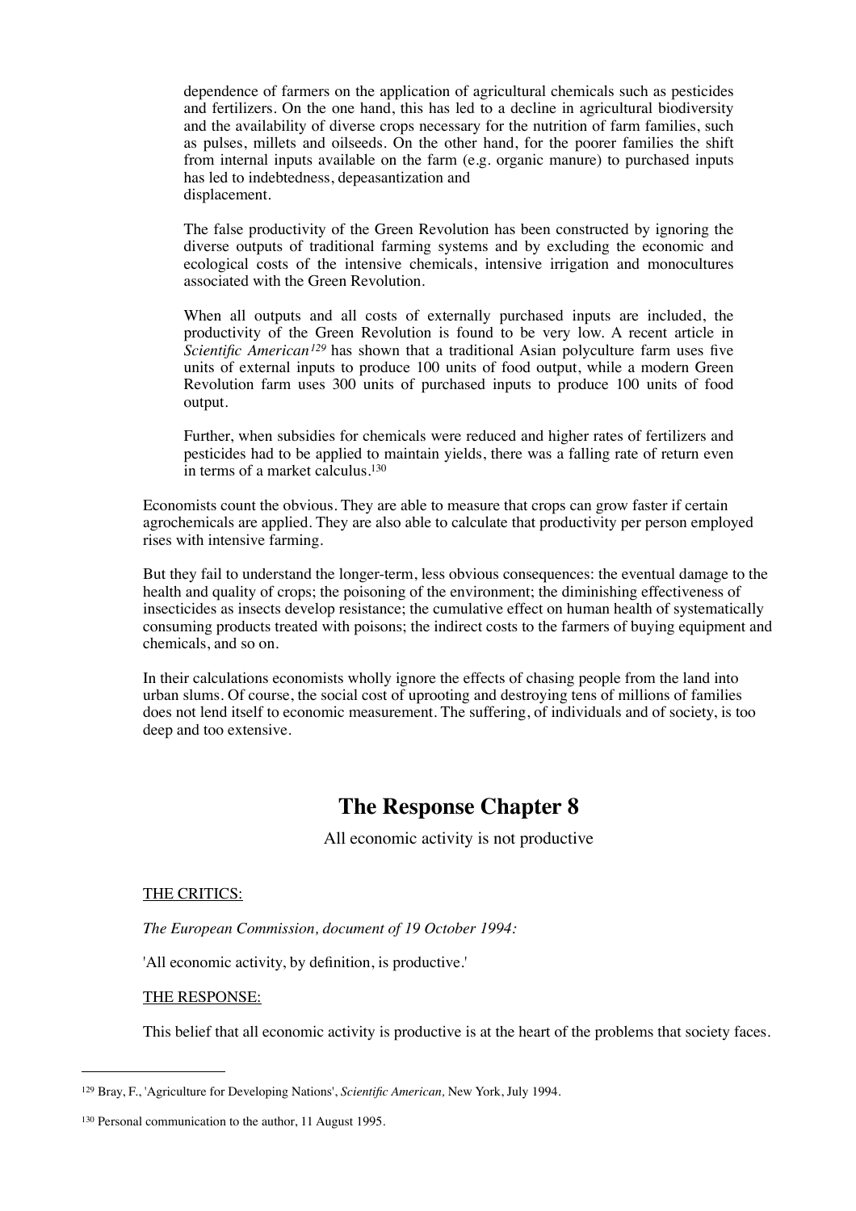> dependence of farmers on the application of agricultural chemicals such as pesticides and fertilizers. On the one hand, this has led to a decline in agricultural biodiversity and the availability of diverse crops necessary for the nutrition of farm families, such as pulses, millets and oilseeds. On the other hand, for the poorer families the shift from internal inputs available on the farm (e.g. organic manure) to purchased inputs has led to indebtedness, depeasantization and displacement.
>
> The false productivity of the Green Revolution has been constructed by ignoring the diverse outputs of traditional farming systems and by excluding the economic and ecological costs of the intensive chemicals, intensive irrigation and monocultures associated with the Green Revolution.
>
> When all outputs and all costs of externally purchased inputs are included, the productivity of the Green Revolution is found to be very low. A recent article in *Scientific American*[129] has shown that a traditional Asian polyculture farm uses five units of external inputs to produce 100 units of food output, while a modern Green Revolution farm uses 300 units of purchased inputs to produce 100 units of food output.
>
> Further, when subsidies for chemicals were reduced and higher rates of fertilizers and pesticides had to be applied to maintain yields, there was a falling rate of return even in terms of a market calculus.[130]

Economists count the obvious. They are able to measure that crops can grow faster if certain agrochemicals are applied. They are also able to calculate that productivity per person employed rises with intensive farming.

But they fail to understand the longer-term, less obvious consequences: the eventual damage to the health and quality of crops; the poisoning of the environment; the diminishing effectiveness of insecticides as insects develop resistance; the cumulative effect on human health of systematically consuming products treated with poisons; the indirect costs to the farmers of buying equipment and chemicals, and so on.

In their calculations economists wholly ignore the effects of chasing people from the land into urban slums. Of course, the social cost of uprooting and destroying tens of millions of families does not lend itself to economic measurement. The suffering, of individuals and of society, is too deep and too extensive.

## The Response Chapter 8

All economic activity is not productive

THE CRITICS:

*The European Commission, document of 19 October 1994:*

'All economic activity, by definition, is productive.'

THE RESPONSE:

This belief that all economic activity is productive is at the heart of the problems that society faces.

---

[129] Bray, F., 'Agriculture for Developing Nations', *Scientific American*, New York, July 1994.

[130] Personal communication to the author, 11 August 1995.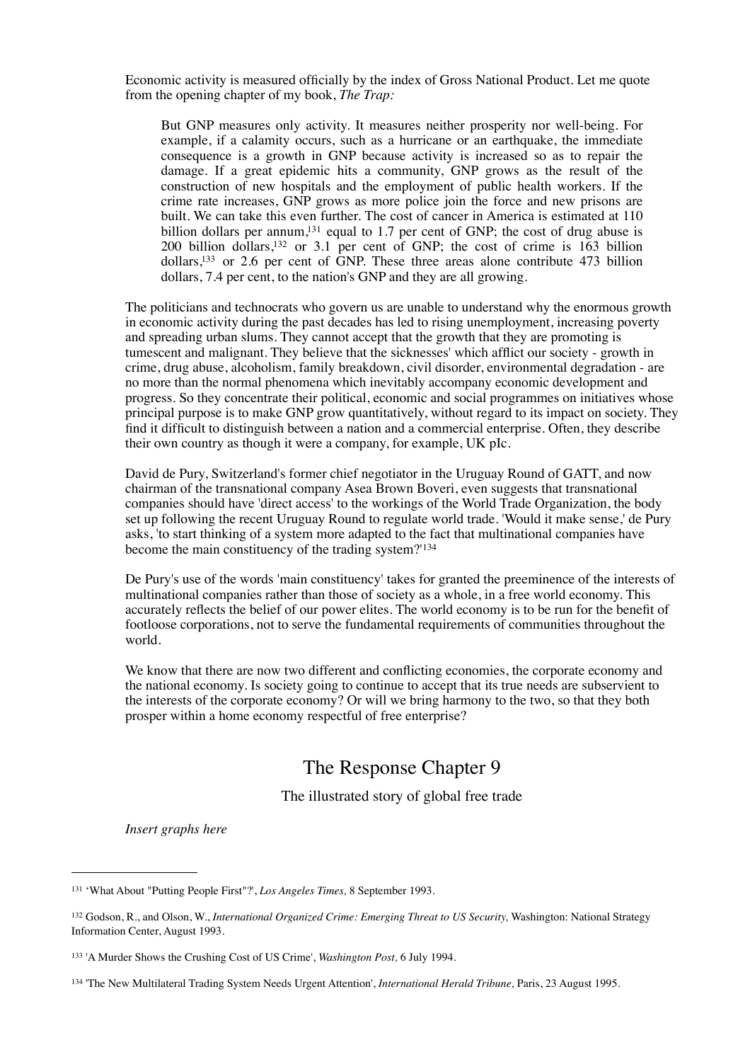Economic activity is measured officially by the index of Gross National Product. Let me quote from the opening chapter of my book, *The Trap:*

> But GNP measures only activity. It measures neither prosperity nor well-being. For example, if a calamity occurs, such as a hurricane or an earthquake, the immediate consequence is a growth in GNP because activity is increased so as to repair the damage. If a great epidemic hits a community, GNP grows as the result of the construction of new hospitals and the employment of public health workers. If the crime rate increases, GNP grows as more police join the force and new prisons are built. We can take this even further. The cost of cancer in America is estimated at 110 billion dollars per annum,[131] equal to 1.7 per cent of GNP; the cost of drug abuse is 200 billion dollars,[132] or 3.1 per cent of GNP; the cost of crime is 163 billion dollars,[133] or 2.6 per cent of GNP. These three areas alone contribute 473 billion dollars, 7.4 per cent, to the nation's GNP and they are all growing.

The politicians and technocrats who govern us are unable to understand why the enormous growth in economic activity during the past decades has led to rising unemployment, increasing poverty and spreading urban slums. They cannot accept that the growth that they are promoting is tumescent and malignant. They believe that the sicknesses' which afflict our society - growth in crime, drug abuse, alcoholism, family breakdown, civil disorder, environmental degradation - are no more than the normal phenomena which inevitably accompany economic development and progress. So they concentrate their political, economic and social programmes on initiatives whose principal purpose is to make GNP grow quantitatively, without regard to its impact on society. They find it difficult to distinguish between a nation and a commercial enterprise. Often, they describe their own country as though it were a company, for example, UK pIc.

David de Pury, Switzerland's former chief negotiator in the Uruguay Round of GATT, and now chairman of the transnational company Asea Brown Boveri, even suggests that transnational companies should have 'direct access' to the workings of the World Trade Organization, the body set up following the recent Uruguay Round to regulate world trade. 'Would it make sense,' de Pury asks, 'to start thinking of a system more adapted to the fact that multinational companies have become the main constituency of the trading system?'[134]

De Pury's use of the words 'main constituency' takes for granted the preeminence of the interests of multinational companies rather than those of society as a whole, in a free world economy. This accurately reflects the belief of our power elites. The world economy is to be run for the benefit of footloose corporations, not to serve the fundamental requirements of communities throughout the world.

We know that there are now two different and conflicting economies, the corporate economy and the national economy. Is society going to continue to accept that its true needs are subservient to the interests of the corporate economy? Or will we bring harmony to the two, so that they both prosper within a home economy respectful of free enterprise?

## The Response Chapter 9

### The illustrated story of global free trade

*Insert graphs here*

---

[131] 'What About "Putting People First"?', *Los Angeles Times,* 8 September 1993.

[132] Godson, R., and Olson, W., *International Organized Crime: Emerging Threat to US Security,* Washington: National Strategy Information Center, August 1993.

[133] 'A Murder Shows the Crushing Cost of US Crime', *Washington Post,* 6 July 1994.

[134] 'The New Multilateral Trading System Needs Urgent Attention', *International Herald Tribune,* Paris, 23 August 1995.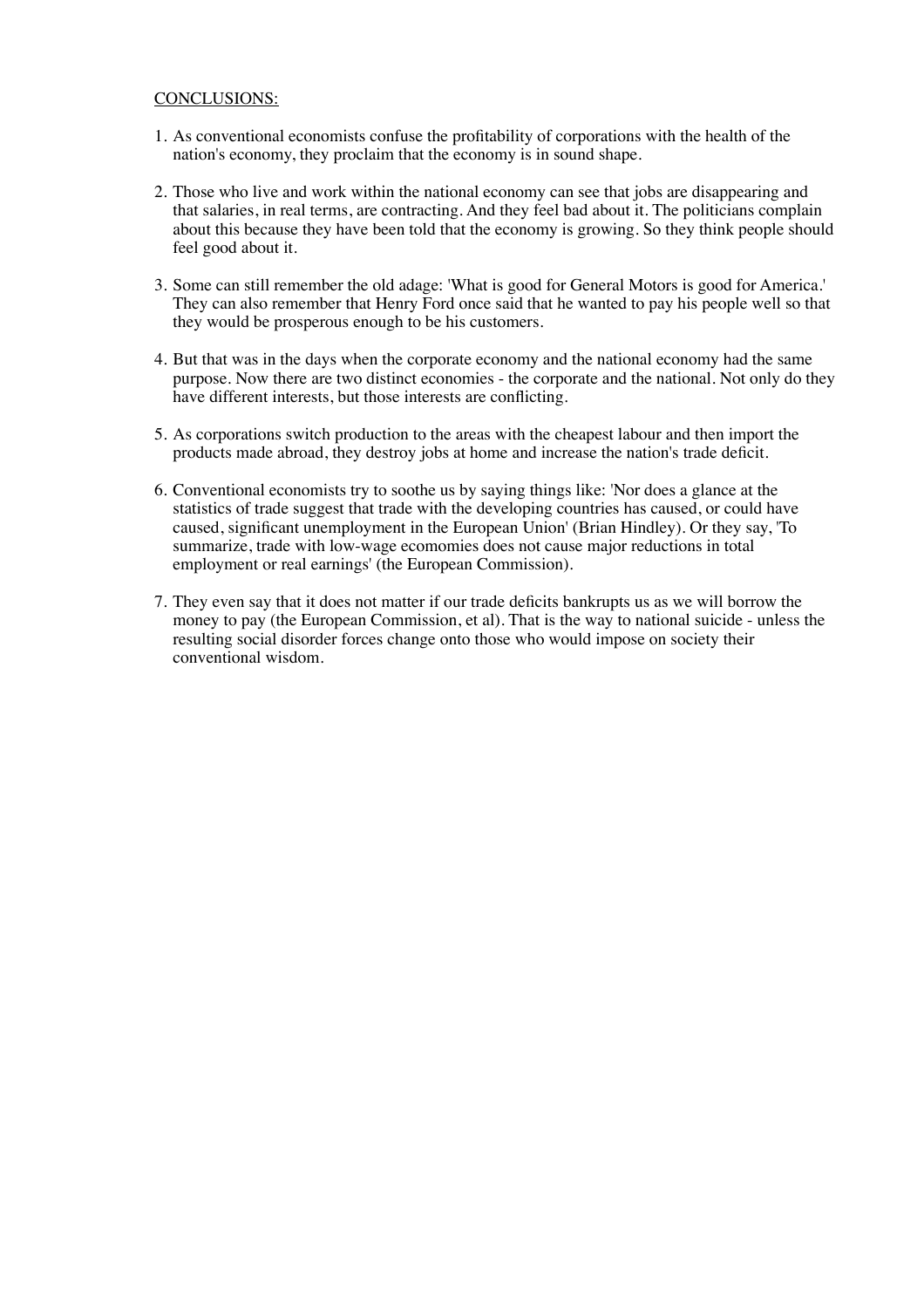CONCLUSIONS:

1. As conventional economists confuse the profitability of corporations with the health of the nation's economy, they proclaim that the economy is in sound shape.

2. Those who live and work within the national economy can see that jobs are disappearing and that salaries, in real terms, are contracting. And they feel bad about it. The politicians complain about this because they have been told that the economy is growing. So they think people should feel good about it.

3. Some can still remember the old adage: 'What is good for General Motors is good for America.' They can also remember that Henry Ford once said that he wanted to pay his people well so that they would be prosperous enough to be his customers.

4. But that was in the days when the corporate economy and the national economy had the same purpose. Now there are two distinct economies - the corporate and the national. Not only do they have different interests, but those interests are conflicting.

5. As corporations switch production to the areas with the cheapest labour and then import the products made abroad, they destroy jobs at home and increase the nation's trade deficit.

6. Conventional economists try to soothe us by saying things like: 'Nor does a glance at the statistics of trade suggest that trade with the developing countries has caused, or could have caused, significant unemployment in the European Union' (Brian Hindley). Or they say, 'To summarize, trade with low-wage ecomomies does not cause major reductions in total employment or real earnings' (the European Commission).

7. They even say that it does not matter if our trade deficits bankrupts us as we will borrow the money to pay (the European Commission, et al). That is the way to national suicide - unless the resulting social disorder forces change onto those who would impose on society their conventional wisdom.